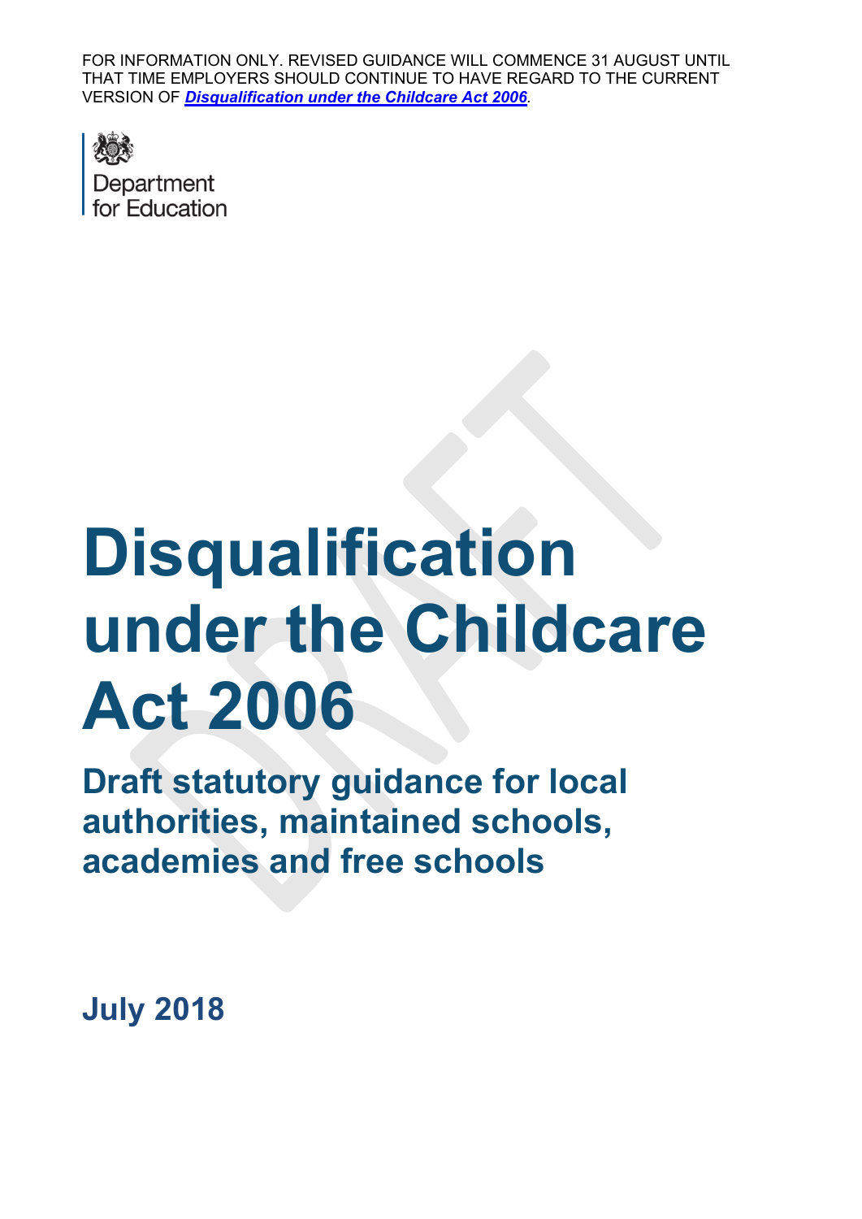FOR INFORMATION ONLY. REVISED GUIDANCE WILL COMMENCE 31 AUGUST UNTIL THAT TIME EMPLOYERS SHOULD CONTINUE TO HAVE REGARD TO THE CURRENT VERSION OF ***Disqualification under the Childcare Act 2006***.

Department for Education

# Disqualification under the Childcare Act 2006

## Draft statutory guidance for local authorities, maintained schools, academies and free schools

**July 2018**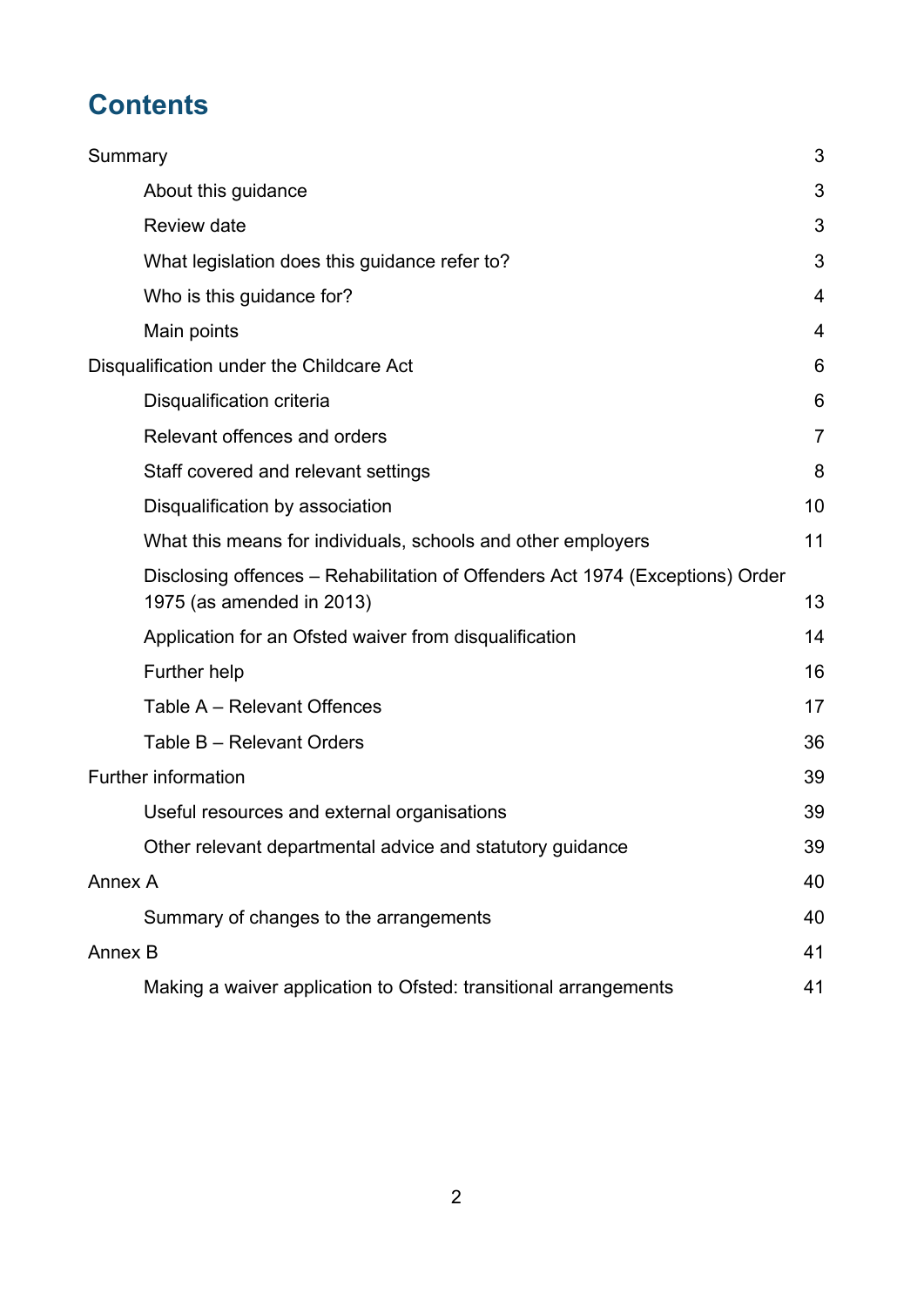# Contents

- Summary 3
  - About this guidance 3
  - Review date 3
  - What legislation does this guidance refer to? 3
  - Who is this guidance for? 4
  - Main points 4
- Disqualification under the Childcare Act 6
  - Disqualification criteria 6
  - Relevant offences and orders 7
  - Staff covered and relevant settings 8
  - Disqualification by association 10
  - What this means for individuals, schools and other employers 11
  - Disclosing offences – Rehabilitation of Offenders Act 1974 (Exceptions) Order 1975 (as amended in 2013) 13
  - Application for an Ofsted waiver from disqualification 14
  - Further help 16
  - Table A – Relevant Offences 17
  - Table B – Relevant Orders 36
- Further information 39
  - Useful resources and external organisations 39
  - Other relevant departmental advice and statutory guidance 39
- Annex A 40
  - Summary of changes to the arrangements 40
- Annex B 41
  - Making a waiver application to Ofsted: transitional arrangements 41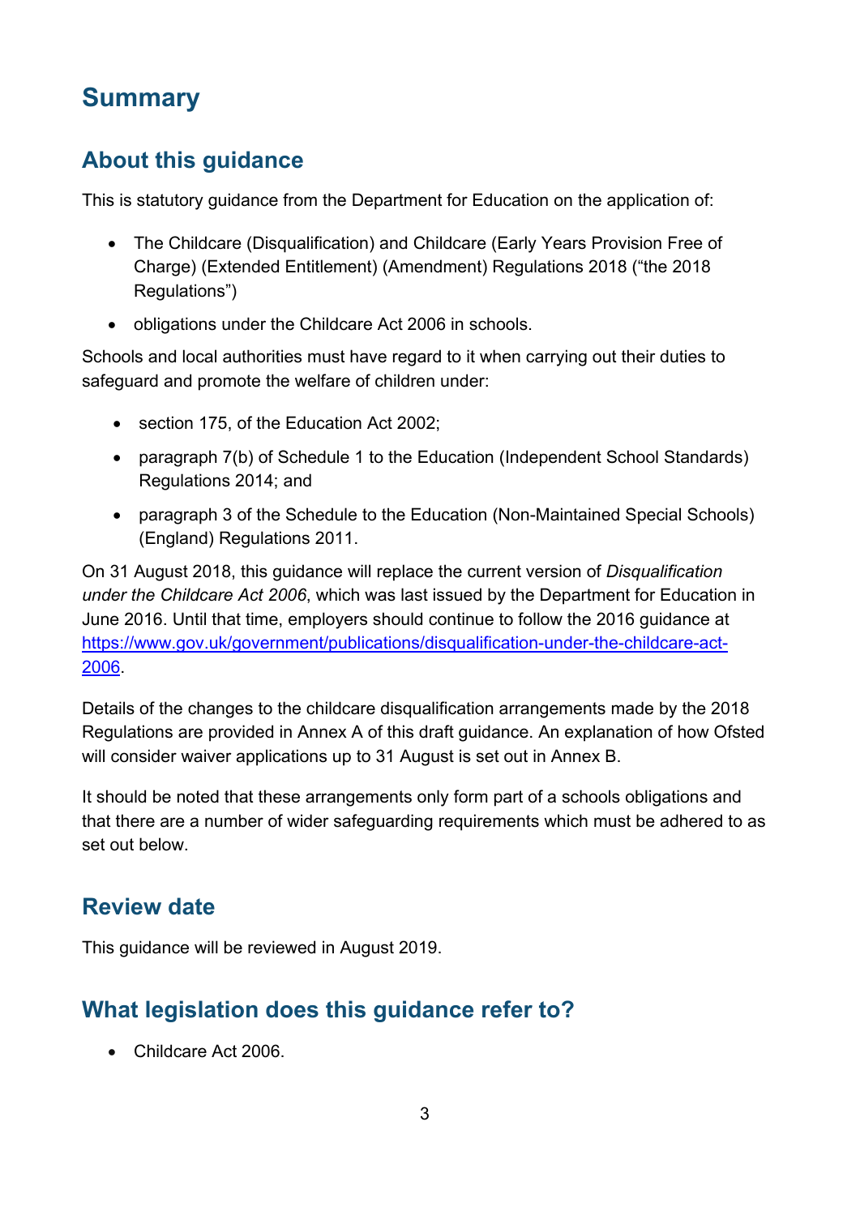# Summary

## About this guidance

This is statutory guidance from the Department for Education on the application of:

- The Childcare (Disqualification) and Childcare (Early Years Provision Free of Charge) (Extended Entitlement) (Amendment) Regulations 2018 ("the 2018 Regulations")
- obligations under the Childcare Act 2006 in schools.

Schools and local authorities must have regard to it when carrying out their duties to safeguard and promote the welfare of children under:

- section 175, of the Education Act 2002;
- paragraph 7(b) of Schedule 1 to the Education (Independent School Standards) Regulations 2014; and
- paragraph 3 of the Schedule to the Education (Non-Maintained Special Schools) (England) Regulations 2011.

On 31 August 2018, this guidance will replace the current version of *Disqualification under the Childcare Act 2006*, which was last issued by the Department for Education in June 2016. Until that time, employers should continue to follow the 2016 guidance at [https://www.gov.uk/government/publications/disqualification-under-the-childcare-act-2006](https://www.gov.uk/government/publications/disqualification-under-the-childcare-act-2006).

Details of the changes to the childcare disqualification arrangements made by the 2018 Regulations are provided in Annex A of this draft guidance. An explanation of how Ofsted will consider waiver applications up to 31 August is set out in Annex B.

It should be noted that these arrangements only form part of a schools obligations and that there are a number of wider safeguarding requirements which must be adhered to as set out below.

## Review date

This guidance will be reviewed in August 2019.

## What legislation does this guidance refer to?

- Childcare Act 2006.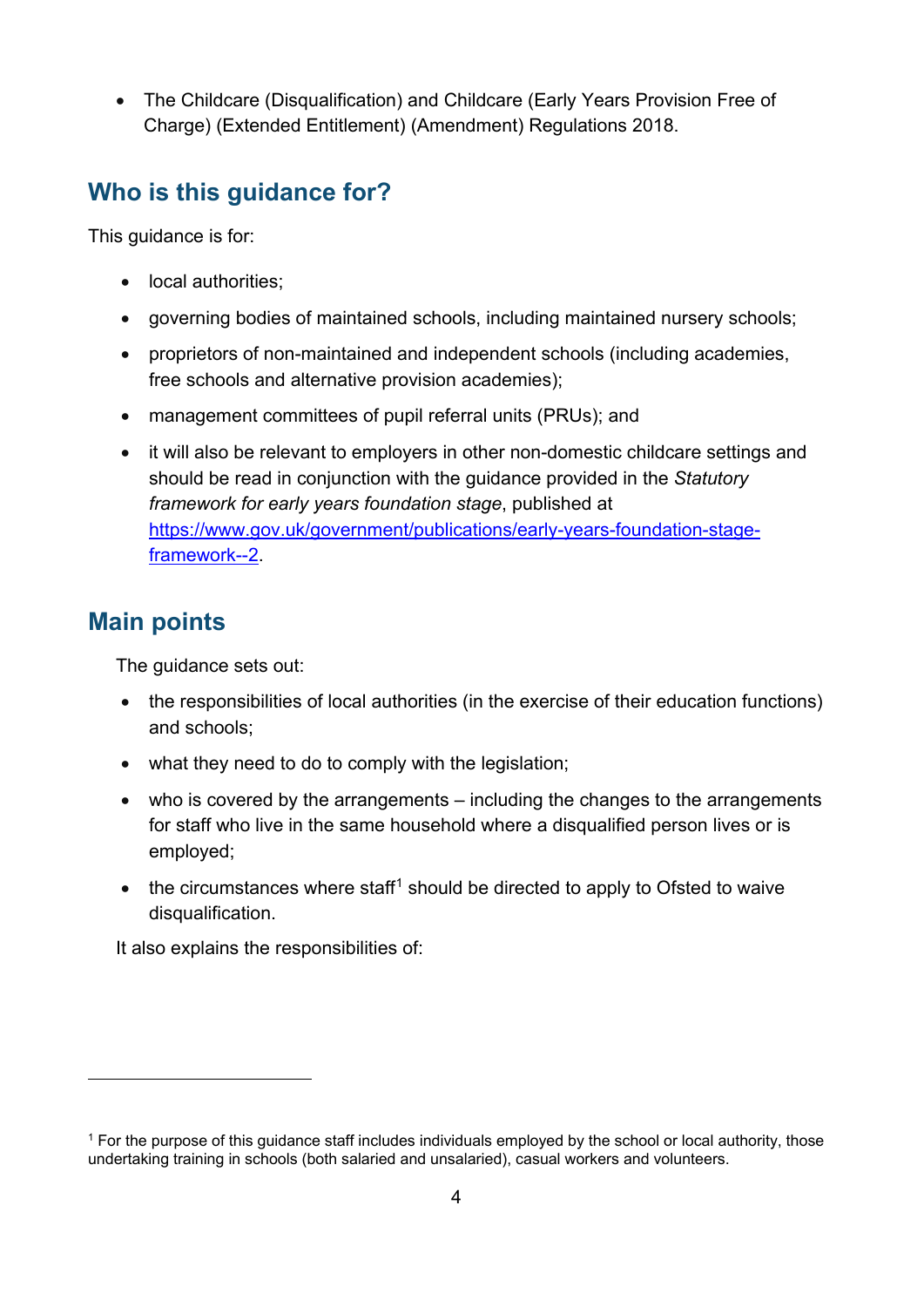- The Childcare (Disqualification) and Childcare (Early Years Provision Free of Charge) (Extended Entitlement) (Amendment) Regulations 2018.

## Who is this guidance for?

This guidance is for:

- local authorities;
- governing bodies of maintained schools, including maintained nursery schools;
- proprietors of non-maintained and independent schools (including academies, free schools and alternative provision academies);
- management committees of pupil referral units (PRUs); and
- it will also be relevant to employers in other non-domestic childcare settings and should be read in conjunction with the guidance provided in the *Statutory framework for early years foundation stage*, published at [https://www.gov.uk/government/publications/early-years-foundation-stage-framework--2](https://www.gov.uk/government/publications/early-years-foundation-stage-framework--2).

## Main points

The guidance sets out:

- the responsibilities of local authorities (in the exercise of their education functions) and schools;
- what they need to do to comply with the legislation;
- who is covered by the arrangements – including the changes to the arrangements for staff who live in the same household where a disqualified person lives or is employed;
- the circumstances where staff[1] should be directed to apply to Ofsted to waive disqualification.

It also explains the responsibilities of:

---

[1] For the purpose of this guidance staff includes individuals employed by the school or local authority, those undertaking training in schools (both salaried and unsalaried), casual workers and volunteers.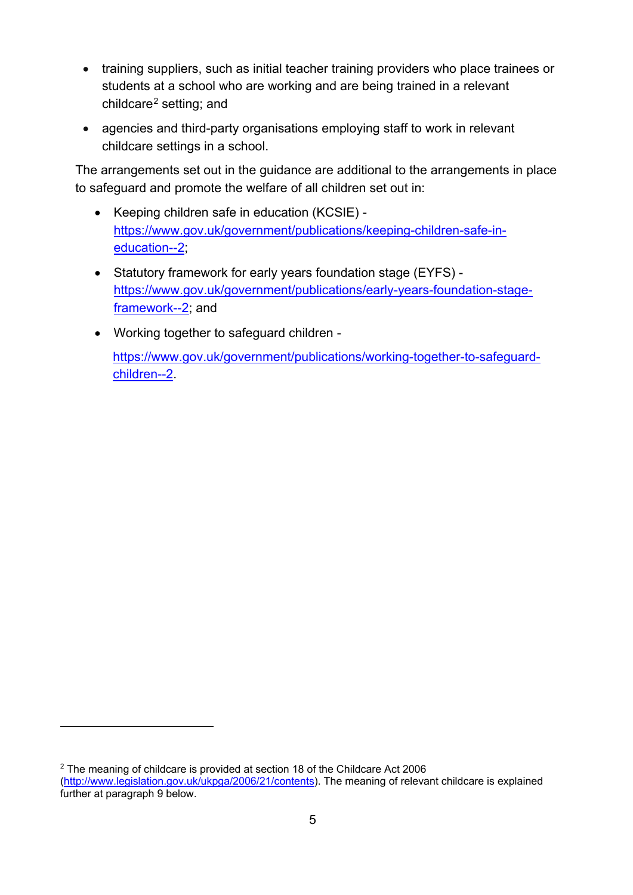- training suppliers, such as initial teacher training providers who place trainees or students at a school who are working and are being trained in a relevant childcare[2] setting; and
- agencies and third-party organisations employing staff to work in relevant childcare settings in a school.

The arrangements set out in the guidance are additional to the arrangements in place to safeguard and promote the welfare of all children set out in:

- Keeping children safe in education (KCSIE) - https://www.gov.uk/government/publications/keeping-children-safe-in-education--2;
- Statutory framework for early years foundation stage (EYFS) - https://www.gov.uk/government/publications/early-years-foundation-stage-framework--2; and
- Working together to safeguard children - https://www.gov.uk/government/publications/working-together-to-safeguard-children--2.

---

[2] The meaning of childcare is provided at section 18 of the Childcare Act 2006 (http://www.legislation.gov.uk/ukpga/2006/21/contents). The meaning of relevant childcare is explained further at paragraph 9 below.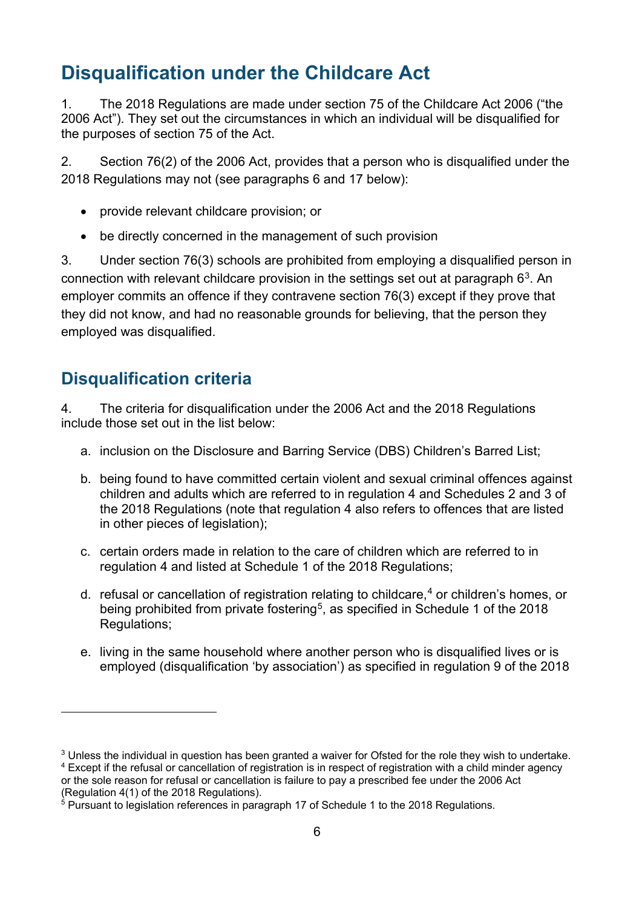## Disqualification under the Childcare Act

1. The 2018 Regulations are made under section 75 of the Childcare Act 2006 ("the 2006 Act"). They set out the circumstances in which an individual will be disqualified for the purposes of section 75 of the Act.

2. Section 76(2) of the 2006 Act, provides that a person who is disqualified under the 2018 Regulations may not (see paragraphs 6 and 17 below):

- provide relevant childcare provision; or
- be directly concerned in the management of such provision

3. Under section 76(3) schools are prohibited from employing a disqualified person in connection with relevant childcare provision in the settings set out at paragraph 6[3]. An employer commits an offence if they contravene section 76(3) except if they prove that they did not know, and had no reasonable grounds for believing, that the person they employed was disqualified.

## Disqualification criteria

4. The criteria for disqualification under the 2006 Act and the 2018 Regulations include those set out in the list below:

a. inclusion on the Disclosure and Barring Service (DBS) Children's Barred List;

b. being found to have committed certain violent and sexual criminal offences against children and adults which are referred to in regulation 4 and Schedules 2 and 3 of the 2018 Regulations (note that regulation 4 also refers to offences that are listed in other pieces of legislation);

c. certain orders made in relation to the care of children which are referred to in regulation 4 and listed at Schedule 1 of the 2018 Regulations;

d. refusal or cancellation of registration relating to childcare,[4] or children's homes, or being prohibited from private fostering[5], as specified in Schedule 1 of the 2018 Regulations;

e. living in the same household where another person who is disqualified lives or is employed (disqualification 'by association') as specified in regulation 9 of the 2018

---

[3] Unless the individual in question has been granted a waiver for Ofsted for the role they wish to undertake.

[4] Except if the refusal or cancellation of registration is in respect of registration with a child minder agency or the sole reason for refusal or cancellation is failure to pay a prescribed fee under the 2006 Act (Regulation 4(1) of the 2018 Regulations).

[5] Pursuant to legislation references in paragraph 17 of Schedule 1 to the 2018 Regulations.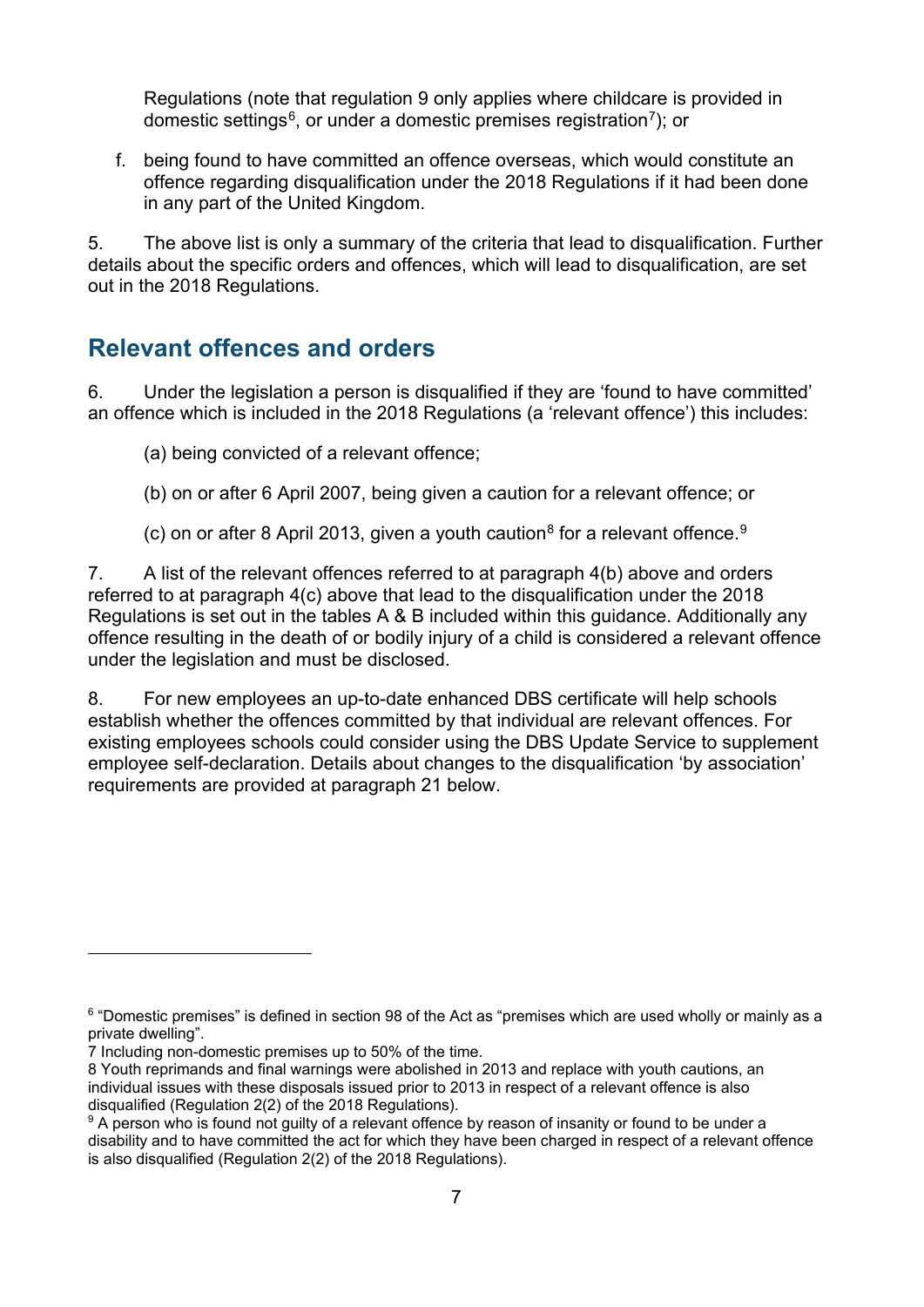Regulations (note that regulation 9 only applies where childcare is provided in domestic settings[6], or under a domestic premises registration[7]); or

f. being found to have committed an offence overseas, which would constitute an offence regarding disqualification under the 2018 Regulations if it had been done in any part of the United Kingdom.

5. The above list is only a summary of the criteria that lead to disqualification. Further details about the specific orders and offences, which will lead to disqualification, are set out in the 2018 Regulations.

## Relevant offences and orders

6. Under the legislation a person is disqualified if they are 'found to have committed' an offence which is included in the 2018 Regulations (a 'relevant offence') this includes:

(a) being convicted of a relevant offence;

(b) on or after 6 April 2007, being given a caution for a relevant offence; or

(c) on or after 8 April 2013, given a youth caution[8] for a relevant offence.[9]

7. A list of the relevant offences referred to at paragraph 4(b) above and orders referred to at paragraph 4(c) above that lead to the disqualification under the 2018 Regulations is set out in the tables A & B included within this guidance. Additionally any offence resulting in the death of or bodily injury of a child is considered a relevant offence under the legislation and must be disclosed.

8. For new employees an up-to-date enhanced DBS certificate will help schools establish whether the offences committed by that individual are relevant offences. For existing employees schools could consider using the DBS Update Service to supplement employee self-declaration. Details about changes to the disqualification 'by association' requirements are provided at paragraph 21 below.

---

[6] "Domestic premises" is defined in section 98 of the Act as "premises which are used wholly or mainly as a private dwelling".

[7] Including non-domestic premises up to 50% of the time.

[8] Youth reprimands and final warnings were abolished in 2013 and replace with youth cautions, an individual issues with these disposals issued prior to 2013 in respect of a relevant offence is also disqualified (Regulation 2(2) of the 2018 Regulations).

[9] A person who is found not guilty of a relevant offence by reason of insanity or found to be under a disability and to have committed the act for which they have been charged in respect of a relevant offence is also disqualified (Regulation 2(2) of the 2018 Regulations).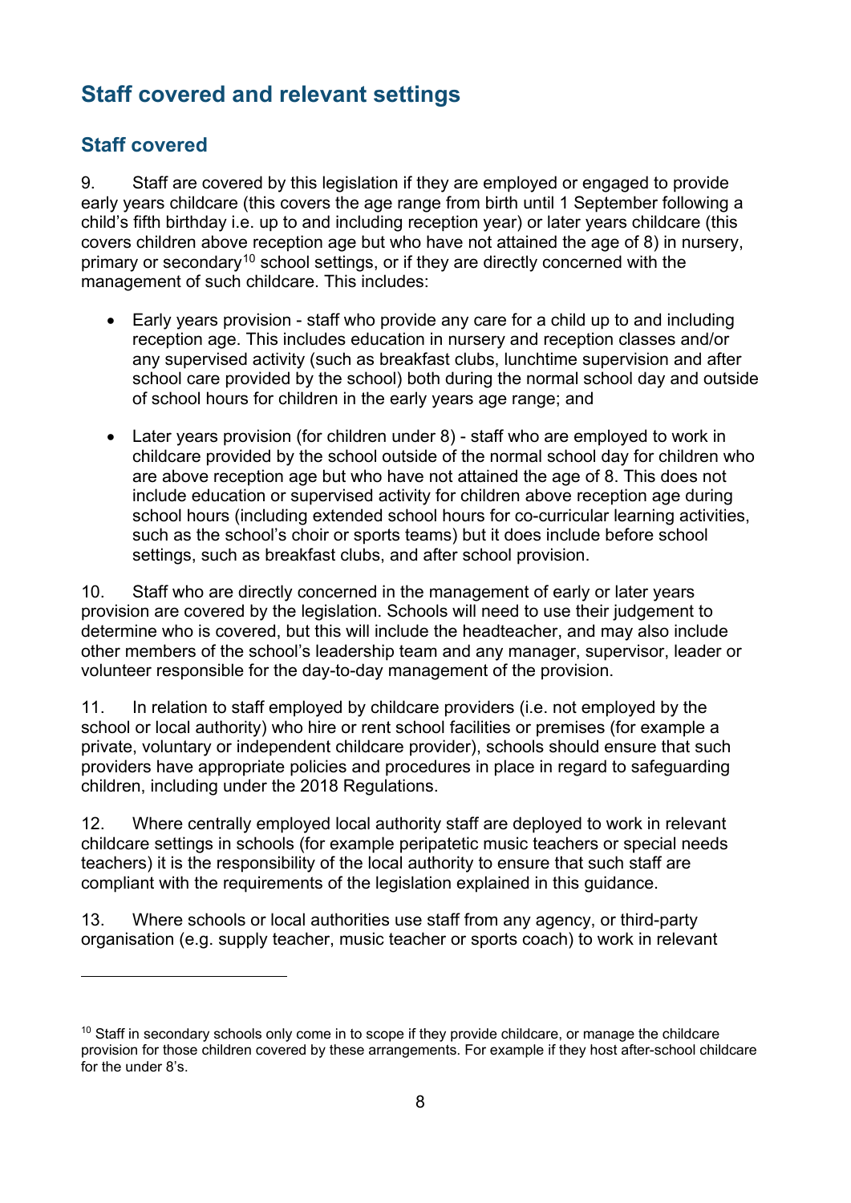## Staff covered and relevant settings

### Staff covered

9. Staff are covered by this legislation if they are employed or engaged to provide early years childcare (this covers the age range from birth until 1 September following a child's fifth birthday i.e. up to and including reception year) or later years childcare (this covers children above reception age but who have not attained the age of 8) in nursery, primary or secondary[10] school settings, or if they are directly concerned with the management of such childcare. This includes:

- Early years provision - staff who provide any care for a child up to and including reception age. This includes education in nursery and reception classes and/or any supervised activity (such as breakfast clubs, lunchtime supervision and after school care provided by the school) both during the normal school day and outside of school hours for children in the early years age range; and
- Later years provision (for children under 8) - staff who are employed to work in childcare provided by the school outside of the normal school day for children who are above reception age but who have not attained the age of 8. This does not include education or supervised activity for children above reception age during school hours (including extended school hours for co-curricular learning activities, such as the school's choir or sports teams) but it does include before school settings, such as breakfast clubs, and after school provision.

10. Staff who are directly concerned in the management of early or later years provision are covered by the legislation. Schools will need to use their judgement to determine who is covered, but this will include the headteacher, and may also include other members of the school's leadership team and any manager, supervisor, leader or volunteer responsible for the day-to-day management of the provision.

11. In relation to staff employed by childcare providers (i.e. not employed by the school or local authority) who hire or rent school facilities or premises (for example a private, voluntary or independent childcare provider), schools should ensure that such providers have appropriate policies and procedures in place in regard to safeguarding children, including under the 2018 Regulations.

12. Where centrally employed local authority staff are deployed to work in relevant childcare settings in schools (for example peripatetic music teachers or special needs teachers) it is the responsibility of the local authority to ensure that such staff are compliant with the requirements of the legislation explained in this guidance.

13. Where schools or local authorities use staff from any agency, or third-party organisation (e.g. supply teacher, music teacher or sports coach) to work in relevant

[10] Staff in secondary schools only come in to scope if they provide childcare, or manage the childcare provision for those children covered by these arrangements. For example if they host after-school childcare for the under 8's.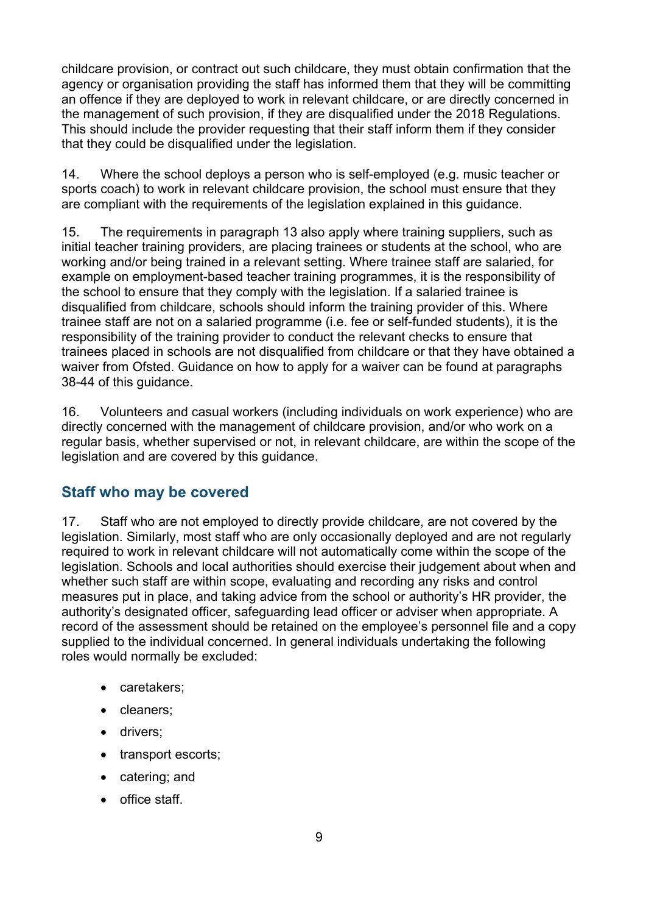childcare provision, or contract out such childcare, they must obtain confirmation that the agency or organisation providing the staff has informed them that they will be committing an offence if they are deployed to work in relevant childcare, or are directly concerned in the management of such provision, if they are disqualified under the 2018 Regulations. This should include the provider requesting that their staff inform them if they consider that they could be disqualified under the legislation.

14. Where the school deploys a person who is self-employed (e.g. music teacher or sports coach) to work in relevant childcare provision, the school must ensure that they are compliant with the requirements of the legislation explained in this guidance.

15. The requirements in paragraph 13 also apply where training suppliers, such as initial teacher training providers, are placing trainees or students at the school, who are working and/or being trained in a relevant setting. Where trainee staff are salaried, for example on employment-based teacher training programmes, it is the responsibility of the school to ensure that they comply with the legislation. If a salaried trainee is disqualified from childcare, schools should inform the training provider of this. Where trainee staff are not on a salaried programme (i.e. fee or self-funded students), it is the responsibility of the training provider to conduct the relevant checks to ensure that trainees placed in schools are not disqualified from childcare or that they have obtained a waiver from Ofsted. Guidance on how to apply for a waiver can be found at paragraphs 38-44 of this guidance.

16. Volunteers and casual workers (including individuals on work experience) who are directly concerned with the management of childcare provision, and/or who work on a regular basis, whether supervised or not, in relevant childcare, are within the scope of the legislation and are covered by this guidance.

## Staff who may be covered

17. Staff who are not employed to directly provide childcare, are not covered by the legislation. Similarly, most staff who are only occasionally deployed and are not regularly required to work in relevant childcare will not automatically come within the scope of the legislation. Schools and local authorities should exercise their judgement about when and whether such staff are within scope, evaluating and recording any risks and control measures put in place, and taking advice from the school or authority's HR provider, the authority's designated officer, safeguarding lead officer or adviser when appropriate. A record of the assessment should be retained on the employee's personnel file and a copy supplied to the individual concerned. In general individuals undertaking the following roles would normally be excluded:

- caretakers;
- cleaners;
- drivers;
- transport escorts;
- catering; and
- office staff.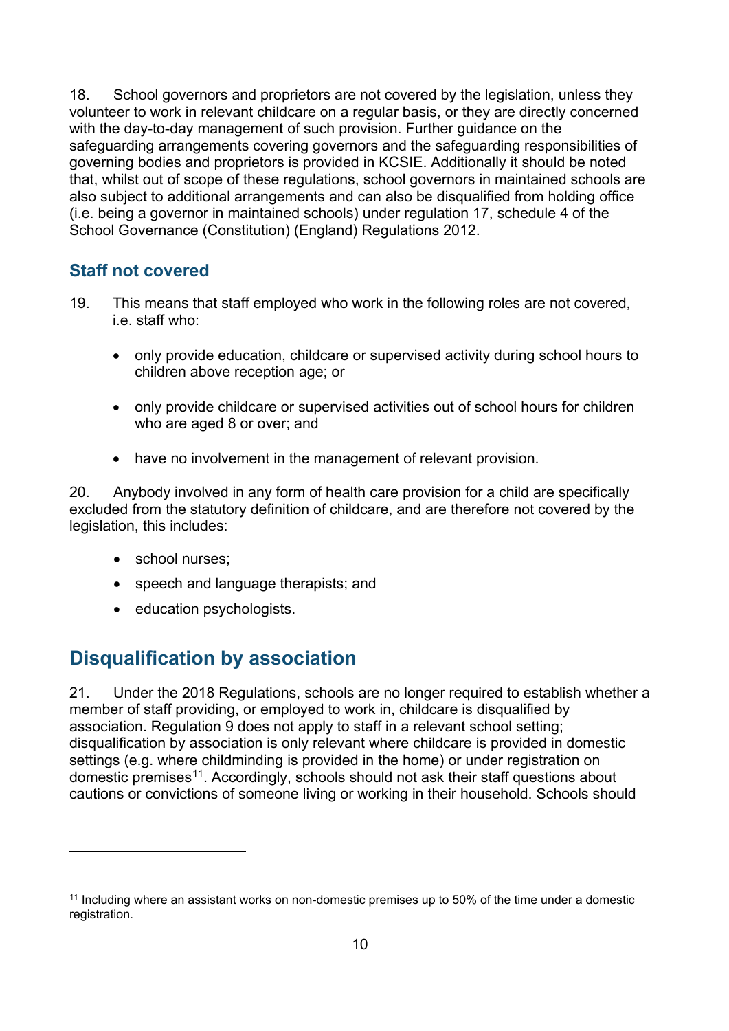18. School governors and proprietors are not covered by the legislation, unless they volunteer to work in relevant childcare on a regular basis, or they are directly concerned with the day-to-day management of such provision. Further guidance on the safeguarding arrangements covering governors and the safeguarding responsibilities of governing bodies and proprietors is provided in KCSIE. Additionally it should be noted that, whilst out of scope of these regulations, school governors in maintained schools are also subject to additional arrangements and can also be disqualified from holding office (i.e. being a governor in maintained schools) under regulation 17, schedule 4 of the School Governance (Constitution) (England) Regulations 2012.

### Staff not covered

19. This means that staff employed who work in the following roles are not covered, i.e. staff who:

- only provide education, childcare or supervised activity during school hours to children above reception age; or
- only provide childcare or supervised activities out of school hours for children who are aged 8 or over; and
- have no involvement in the management of relevant provision.

20. Anybody involved in any form of health care provision for a child are specifically excluded from the statutory definition of childcare, and are therefore not covered by the legislation, this includes:

- school nurses;
- speech and language therapists; and
- education psychologists.

## Disqualification by association

21. Under the 2018 Regulations, schools are no longer required to establish whether a member of staff providing, or employed to work in, childcare is disqualified by association. Regulation 9 does not apply to staff in a relevant school setting; disqualification by association is only relevant where childcare is provided in domestic settings (e.g. where childminding is provided in the home) or under registration on domestic premises[11]. Accordingly, schools should not ask their staff questions about cautions or convictions of someone living or working in their household. Schools should

[11] Including where an assistant works on non-domestic premises up to 50% of the time under a domestic registration.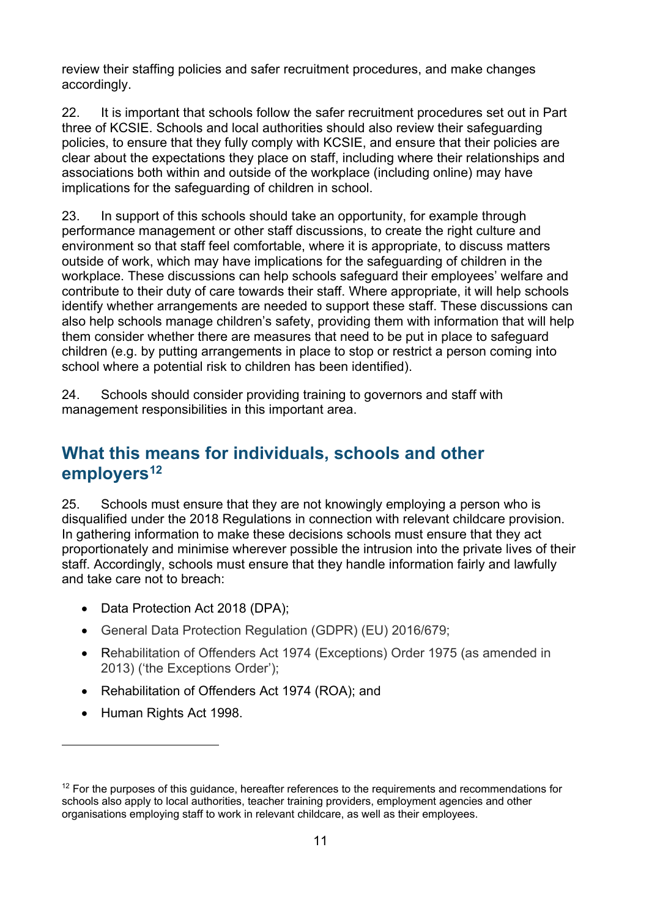review their staffing policies and safer recruitment procedures, and make changes accordingly.

22. It is important that schools follow the safer recruitment procedures set out in Part three of KCSIE. Schools and local authorities should also review their safeguarding policies, to ensure that they fully comply with KCSIE, and ensure that their policies are clear about the expectations they place on staff, including where their relationships and associations both within and outside of the workplace (including online) may have implications for the safeguarding of children in school.

23. In support of this schools should take an opportunity, for example through performance management or other staff discussions, to create the right culture and environment so that staff feel comfortable, where it is appropriate, to discuss matters outside of work, which may have implications for the safeguarding of children in the workplace. These discussions can help schools safeguard their employees' welfare and contribute to their duty of care towards their staff. Where appropriate, it will help schools identify whether arrangements are needed to support these staff. These discussions can also help schools manage children's safety, providing them with information that will help them consider whether there are measures that need to be put in place to safeguard children (e.g. by putting arrangements in place to stop or restrict a person coming into school where a potential risk to children has been identified).

24. Schools should consider providing training to governors and staff with management responsibilities in this important area.

## What this means for individuals, schools and other employers[12]

25. Schools must ensure that they are not knowingly employing a person who is disqualified under the 2018 Regulations in connection with relevant childcare provision. In gathering information to make these decisions schools must ensure that they act proportionately and minimise wherever possible the intrusion into the private lives of their staff. Accordingly, schools must ensure that they handle information fairly and lawfully and take care not to breach:

- Data Protection Act 2018 (DPA);
- General Data Protection Regulation (GDPR) (EU) 2016/679;
- Rehabilitation of Offenders Act 1974 (Exceptions) Order 1975 (as amended in 2013) ('the Exceptions Order');
- Rehabilitation of Offenders Act 1974 (ROA); and
- Human Rights Act 1998.

---

[12] For the purposes of this guidance, hereafter references to the requirements and recommendations for schools also apply to local authorities, teacher training providers, employment agencies and other organisations employing staff to work in relevant childcare, as well as their employees.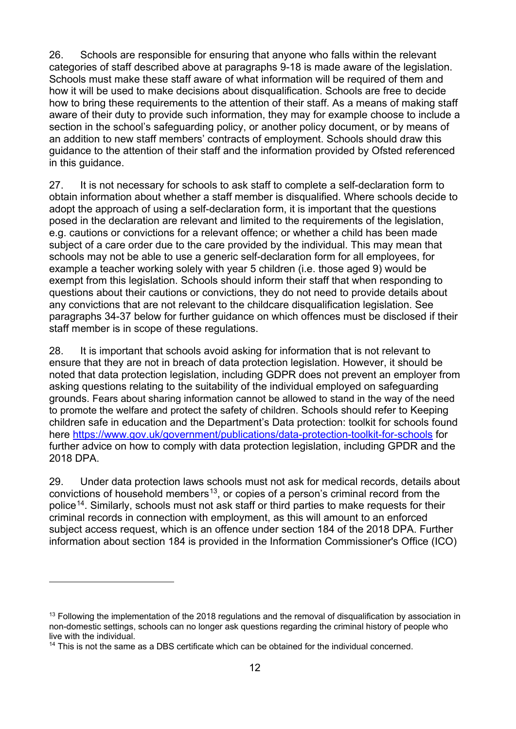26. Schools are responsible for ensuring that anyone who falls within the relevant categories of staff described above at paragraphs 9-18 is made aware of the legislation. Schools must make these staff aware of what information will be required of them and how it will be used to make decisions about disqualification. Schools are free to decide how to bring these requirements to the attention of their staff. As a means of making staff aware of their duty to provide such information, they may for example choose to include a section in the school's safeguarding policy, or another policy document, or by means of an addition to new staff members' contracts of employment. Schools should draw this guidance to the attention of their staff and the information provided by Ofsted referenced in this guidance.

27. It is not necessary for schools to ask staff to complete a self-declaration form to obtain information about whether a staff member is disqualified. Where schools decide to adopt the approach of using a self-declaration form, it is important that the questions posed in the declaration are relevant and limited to the requirements of the legislation, e.g. cautions or convictions for a relevant offence; or whether a child has been made subject of a care order due to the care provided by the individual. This may mean that schools may not be able to use a generic self-declaration form for all employees, for example a teacher working solely with year 5 children (i.e. those aged 9) would be exempt from this legislation. Schools should inform their staff that when responding to questions about their cautions or convictions, they do not need to provide details about any convictions that are not relevant to the childcare disqualification legislation. See paragraphs 34-37 below for further guidance on which offences must be disclosed if their staff member is in scope of these regulations.

28. It is important that schools avoid asking for information that is not relevant to ensure that they are not in breach of data protection legislation. However, it should be noted that data protection legislation, including GDPR does not prevent an employer from asking questions relating to the suitability of the individual employed on safeguarding grounds. Fears about sharing information cannot be allowed to stand in the way of the need to promote the welfare and protect the safety of children. Schools should refer to Keeping children safe in education and the Department's Data protection: toolkit for schools found here https://www.gov.uk/government/publications/data-protection-toolkit-for-schools for further advice on how to comply with data protection legislation, including GPDR and the 2018 DPA.

29. Under data protection laws schools must not ask for medical records, details about convictions of household members[13], or copies of a person's criminal record from the police[14]. Similarly, schools must not ask staff or third parties to make requests for their criminal records in connection with employment, as this will amount to an enforced subject access request, which is an offence under section 184 of the 2018 DPA. Further information about section 184 is provided in the Information Commissioner's Office (ICO)

[13] Following the implementation of the 2018 regulations and the removal of disqualification by association in non-domestic settings, schools can no longer ask questions regarding the criminal history of people who live with the individual.

[14] This is not the same as a DBS certificate which can be obtained for the individual concerned.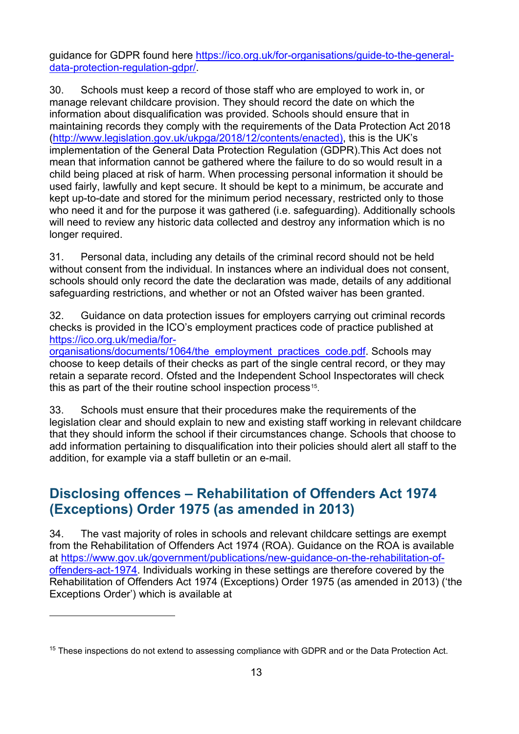guidance for GDPR found here https://ico.org.uk/for-organisations/guide-to-the-general-data-protection-regulation-gdpr/.

30. Schools must keep a record of those staff who are employed to work in, or manage relevant childcare provision. They should record the date on which the information about disqualification was provided. Schools should ensure that in maintaining records they comply with the requirements of the Data Protection Act 2018 (http://www.legislation.gov.uk/ukpga/2018/12/contents/enacted), this is the UK's implementation of the General Data Protection Regulation (GDPR).This Act does not mean that information cannot be gathered where the failure to do so would result in a child being placed at risk of harm. When processing personal information it should be used fairly, lawfully and kept secure. It should be kept to a minimum, be accurate and kept up-to-date and stored for the minimum period necessary, restricted only to those who need it and for the purpose it was gathered (i.e. safeguarding). Additionally schools will need to review any historic data collected and destroy any information which is no longer required.

31. Personal data, including any details of the criminal record should not be held without consent from the individual. In instances where an individual does not consent, schools should only record the date the declaration was made, details of any additional safeguarding restrictions, and whether or not an Ofsted waiver has been granted.

32. Guidance on data protection issues for employers carrying out criminal records checks is provided in the ICO's employment practices code of practice published at https://ico.org.uk/media/for-organisations/documents/1064/the_employment_practices_code.pdf. Schools may choose to keep details of their checks as part of the single central record, or they may retain a separate record. Ofsted and the Independent School Inspectorates will check this as part of the their routine school inspection process[15].

33. Schools must ensure that their procedures make the requirements of the legislation clear and should explain to new and existing staff working in relevant childcare that they should inform the school if their circumstances change. Schools that choose to add information pertaining to disqualification into their policies should alert all staff to the addition, for example via a staff bulletin or an e-mail.

## Disclosing offences – Rehabilitation of Offenders Act 1974 (Exceptions) Order 1975 (as amended in 2013)

34. The vast majority of roles in schools and relevant childcare settings are exempt from the Rehabilitation of Offenders Act 1974 (ROA). Guidance on the ROA is available at https://www.gov.uk/government/publications/new-guidance-on-the-rehabilitation-of-offenders-act-1974. Individuals working in these settings are therefore covered by the Rehabilitation of Offenders Act 1974 (Exceptions) Order 1975 (as amended in 2013) ('the Exceptions Order') which is available at

---

[15] These inspections do not extend to assessing compliance with GDPR and or the Data Protection Act.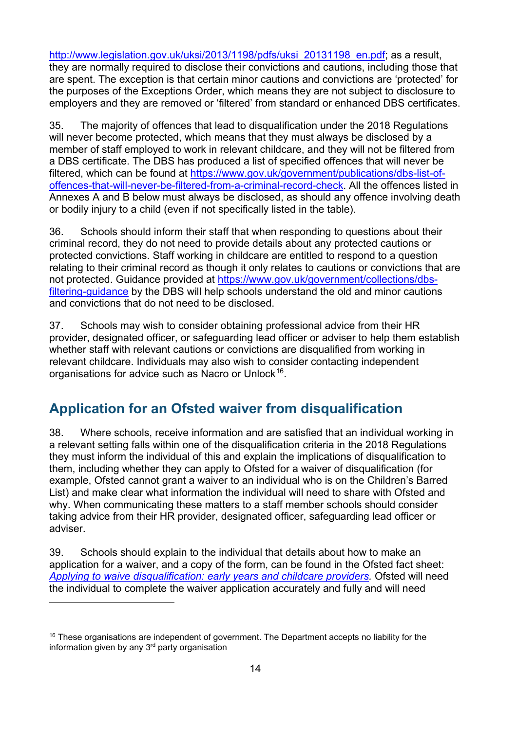http://www.legislation.gov.uk/uksi/2013/1198/pdfs/uksi_20131198_en.pdf; as a result, they are normally required to disclose their convictions and cautions, including those that are spent. The exception is that certain minor cautions and convictions are 'protected' for the purposes of the Exceptions Order, which means they are not subject to disclosure to employers and they are removed or 'filtered' from standard or enhanced DBS certificates.

35. The majority of offences that lead to disqualification under the 2018 Regulations will never become protected, which means that they must always be disclosed by a member of staff employed to work in relevant childcare, and they will not be filtered from a DBS certificate. The DBS has produced a list of specified offences that will never be filtered, which can be found at https://www.gov.uk/government/publications/dbs-list-of-offences-that-will-never-be-filtered-from-a-criminal-record-check. All the offences listed in Annexes A and B below must always be disclosed, as should any offence involving death or bodily injury to a child (even if not specifically listed in the table).

36. Schools should inform their staff that when responding to questions about their criminal record, they do not need to provide details about any protected cautions or protected convictions. Staff working in childcare are entitled to respond to a question relating to their criminal record as though it only relates to cautions or convictions that are not protected. Guidance provided at https://www.gov.uk/government/collections/dbs-filtering-guidance by the DBS will help schools understand the old and minor cautions and convictions that do not need to be disclosed.

37. Schools may wish to consider obtaining professional advice from their HR provider, designated officer, or safeguarding lead officer or adviser to help them establish whether staff with relevant cautions or convictions are disqualified from working in relevant childcare. Individuals may also wish to consider contacting independent organisations for advice such as Nacro or Unlock[16].

## Application for an Ofsted waiver from disqualification

38. Where schools, receive information and are satisfied that an individual working in a relevant setting falls within one of the disqualification criteria in the 2018 Regulations they must inform the individual of this and explain the implications of disqualification to them, including whether they can apply to Ofsted for a waiver of disqualification (for example, Ofsted cannot grant a waiver to an individual who is on the Children's Barred List) and make clear what information the individual will need to share with Ofsted and why. When communicating these matters to a staff member schools should consider taking advice from their HR provider, designated officer, safeguarding lead officer or adviser.

39. Schools should explain to the individual that details about how to make an application for a waiver, and a copy of the form, can be found in the Ofsted fact sheet: *Applying to waive disqualification: early years and childcare providers.* Ofsted will need the individual to complete the waiver application accurately and fully and will need

[16] These organisations are independent of government. The Department accepts no liability for the information given by any 3rd party organisation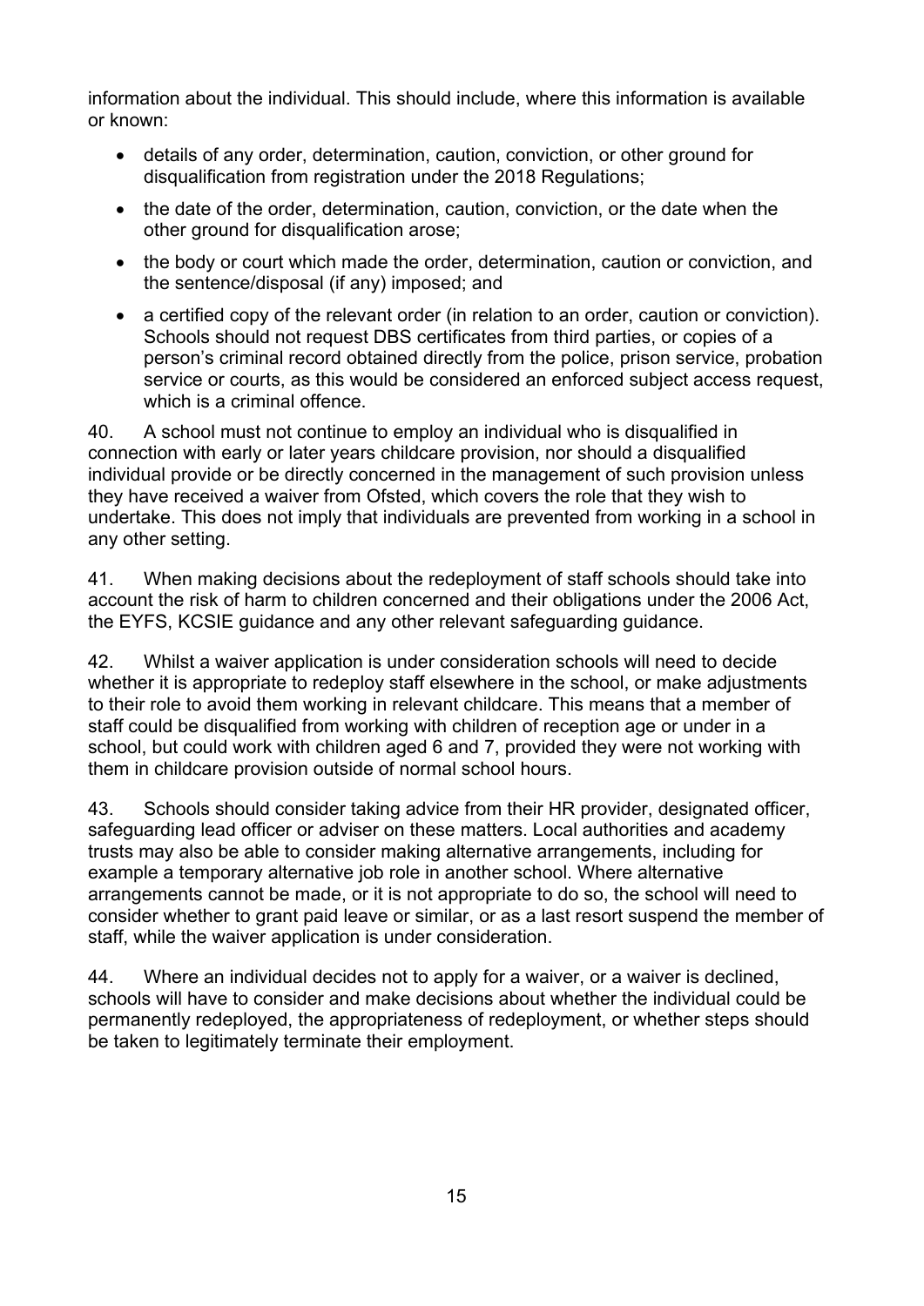information about the individual. This should include, where this information is available or known:

- details of any order, determination, caution, conviction, or other ground for disqualification from registration under the 2018 Regulations;
- the date of the order, determination, caution, conviction, or the date when the other ground for disqualification arose;
- the body or court which made the order, determination, caution or conviction, and the sentence/disposal (if any) imposed; and
- a certified copy of the relevant order (in relation to an order, caution or conviction). Schools should not request DBS certificates from third parties, or copies of a person's criminal record obtained directly from the police, prison service, probation service or courts, as this would be considered an enforced subject access request, which is a criminal offence.

40. A school must not continue to employ an individual who is disqualified in connection with early or later years childcare provision, nor should a disqualified individual provide or be directly concerned in the management of such provision unless they have received a waiver from Ofsted, which covers the role that they wish to undertake. This does not imply that individuals are prevented from working in a school in any other setting.

41. When making decisions about the redeployment of staff schools should take into account the risk of harm to children concerned and their obligations under the 2006 Act, the EYFS, KCSIE guidance and any other relevant safeguarding guidance.

42. Whilst a waiver application is under consideration schools will need to decide whether it is appropriate to redeploy staff elsewhere in the school, or make adjustments to their role to avoid them working in relevant childcare. This means that a member of staff could be disqualified from working with children of reception age or under in a school, but could work with children aged 6 and 7, provided they were not working with them in childcare provision outside of normal school hours.

43. Schools should consider taking advice from their HR provider, designated officer, safeguarding lead officer or adviser on these matters. Local authorities and academy trusts may also be able to consider making alternative arrangements, including for example a temporary alternative job role in another school. Where alternative arrangements cannot be made, or it is not appropriate to do so, the school will need to consider whether to grant paid leave or similar, or as a last resort suspend the member of staff, while the waiver application is under consideration.

44. Where an individual decides not to apply for a waiver, or a waiver is declined, schools will have to consider and make decisions about whether the individual could be permanently redeployed, the appropriateness of redeployment, or whether steps should be taken to legitimately terminate their employment.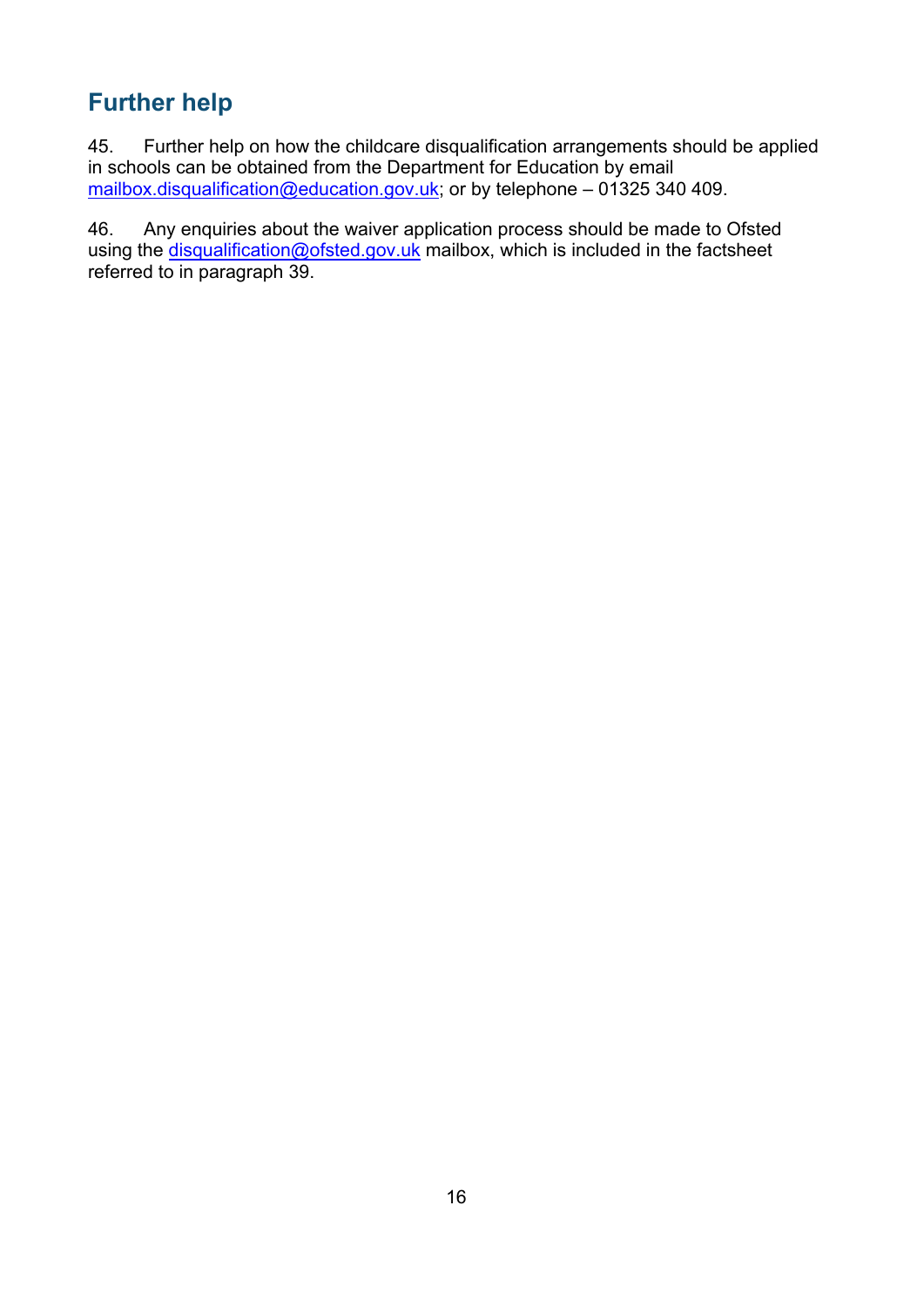## Further help

45. Further help on how the childcare disqualification arrangements should be applied in schools can be obtained from the Department for Education by email mailbox.disqualification@education.gov.uk; or by telephone – 01325 340 409.

46. Any enquiries about the waiver application process should be made to Ofsted using the disqualification@ofsted.gov.uk mailbox, which is included in the factsheet referred to in paragraph 39.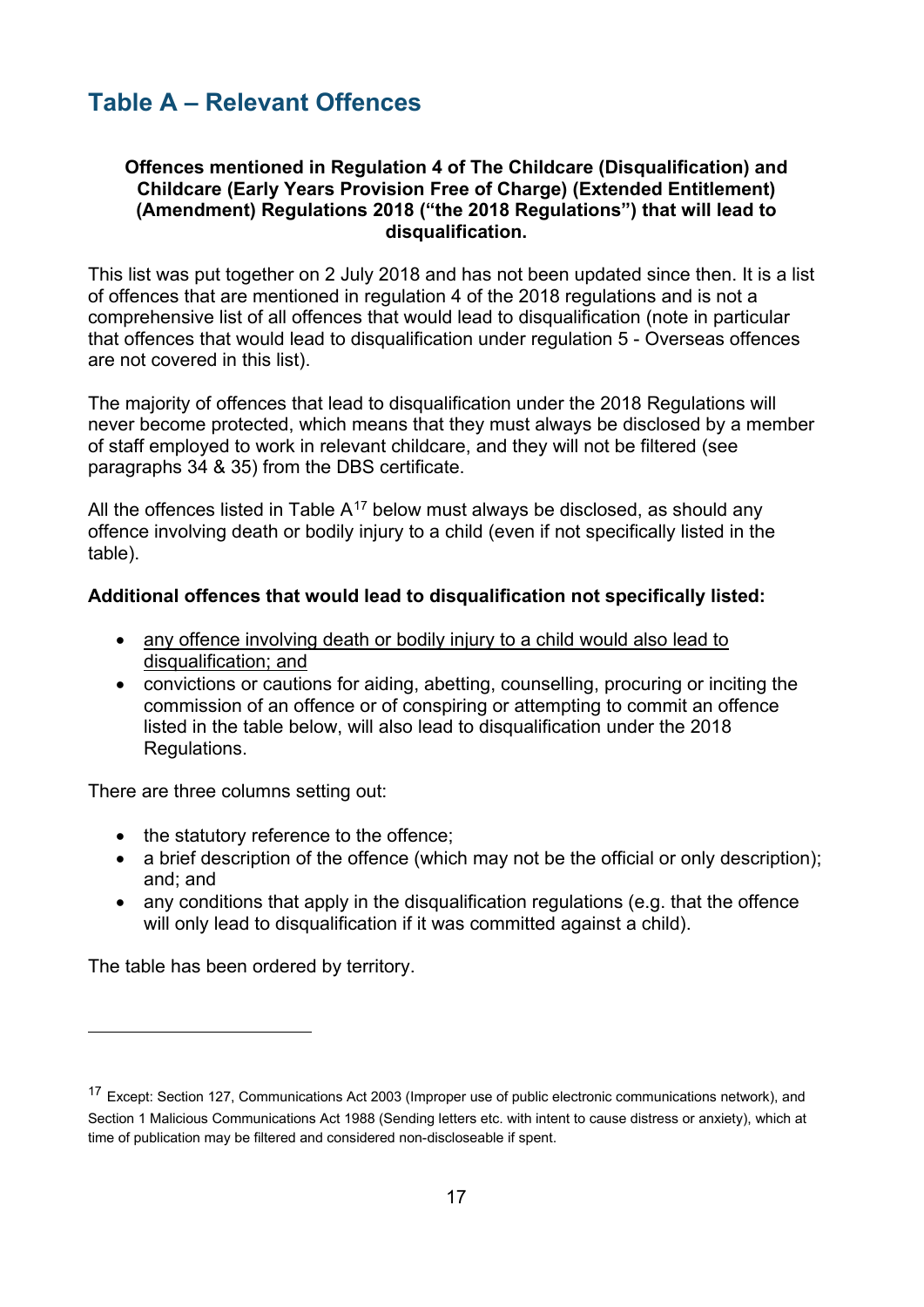## Table A – Relevant Offences

**Offences mentioned in Regulation 4 of The Childcare (Disqualification) and Childcare (Early Years Provision Free of Charge) (Extended Entitlement) (Amendment) Regulations 2018 ("the 2018 Regulations") that will lead to disqualification.**

This list was put together on 2 July 2018 and has not been updated since then. It is a list of offences that are mentioned in regulation 4 of the 2018 regulations and is not a comprehensive list of all offences that would lead to disqualification (note in particular that offences that would lead to disqualification under regulation 5 - Overseas offences are not covered in this list).

The majority of offences that lead to disqualification under the 2018 Regulations will never become protected, which means that they must always be disclosed by a member of staff employed to work in relevant childcare, and they will not be filtered (see paragraphs 34 & 35) from the DBS certificate.

All the offences listed in Table A[17] below must always be disclosed, as should any offence involving death or bodily injury to a child (even if not specifically listed in the table).

**Additional offences that would lead to disqualification not specifically listed:**

- any offence involving death or bodily injury to a child would also lead to disqualification; and
- convictions or cautions for aiding, abetting, counselling, procuring or inciting the commission of an offence or of conspiring or attempting to commit an offence listed in the table below, will also lead to disqualification under the 2018 Regulations.

There are three columns setting out:

- the statutory reference to the offence;
- a brief description of the offence (which may not be the official or only description); and; and
- any conditions that apply in the disqualification regulations (e.g. that the offence will only lead to disqualification if it was committed against a child).

The table has been ordered by territory.

[17] Except: Section 127, Communications Act 2003 (Improper use of public electronic communications network), and Section 1 Malicious Communications Act 1988 (Sending letters etc. with intent to cause distress or anxiety), which at time of publication may be filtered and considered non-discloseable if spent.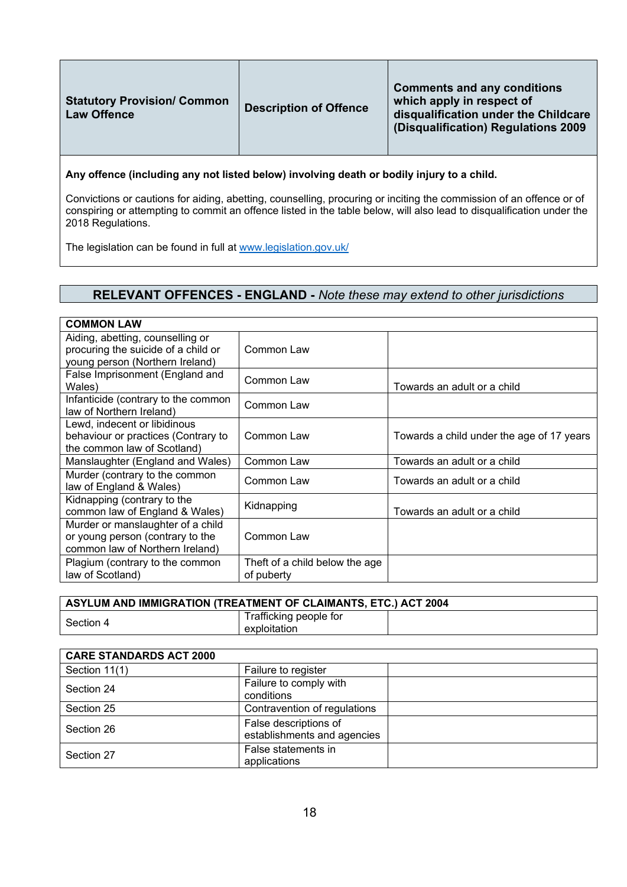| Statistical Provision/ Common Law Offence | Description of Offence | Comments and any conditions which apply in respect of disqualification under the Childcare (Disqualification) Regulations 2009 |
|---|---|---|

**Any offence (including any not listed below) involving death or bodily injury to a child.**

Convictions or cautions for aiding, abetting, counselling, procuring or inciting the commission of an offence or of conspiring or attempting to commit an offence listed in the table below, will also lead to disqualification under the 2018 Regulations.

The legislation can be found in full at www.legislation.gov.uk/

## RELEVANT OFFENCES - ENGLAND - *Note these may extend to other jurisdictions*

| COMMON LAW | | |
|---|---|---|
| Aiding, abetting, counselling or procuring the suicide of a child or young person (Northern Ireland) | Common Law | |
| False Imprisonment (England and Wales) | Common Law | Towards an adult or a child |
| Infanticide (contrary to the common law of Northern Ireland) | Common Law | |
| Lewd, indecent or libidinous behaviour or practices (Contrary to the common law of Scotland) | Common Law | Towards a child under the age of 17 years |
| Manslaughter (England and Wales) | Common Law | Towards an adult or a child |
| Murder (contrary to the common law of England & Wales) | Common Law | Towards an adult or a child |
| Kidnapping (contrary to the common law of England & Wales) | Kidnapping | Towards an adult or a child |
| Murder or manslaughter of a child or young person (contrary to the common law of Northern Ireland) | Common Law | |
| Plagium (contrary to the common law of Scotland) | Theft of a child below the age of puberty | |

| ASYLUM AND IMMIGRATION (TREATMENT OF CLAIMANTS, ETC.) ACT 2004 | | |
|---|---|---|
| Section 4 | Trafficking people for exploitation | |

| CARE STANDARDS ACT 2000 | | |
|---|---|---|
| Section 11(1) | Failure to register | |
| Section 24 | Failure to comply with conditions | |
| Section 25 | Contravention of regulations | |
| Section 26 | False descriptions of establishments and agencies | |
| Section 27 | False statements in applications | |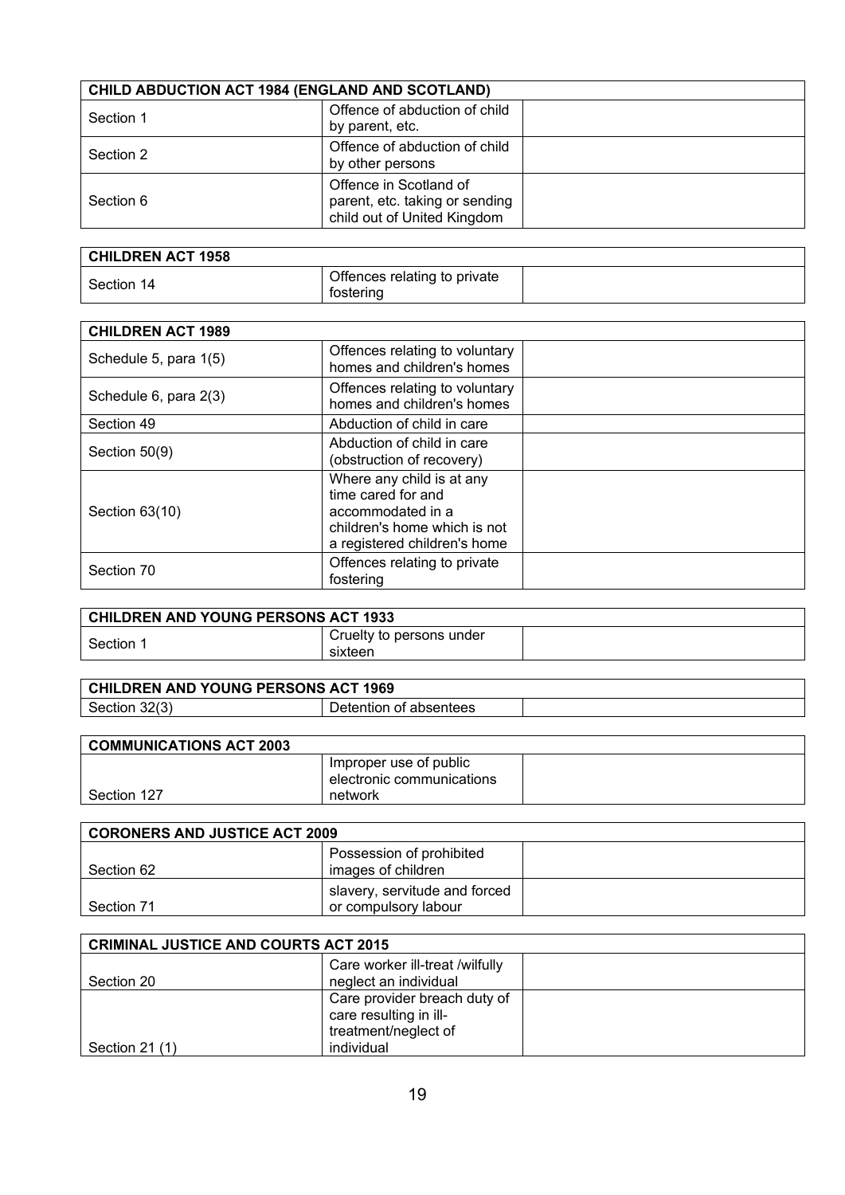| CHILD ABDUCTION ACT 1984 (ENGLAND AND SCOTLAND) | | |
|---|---|---|
| Section 1 | Offence of abduction of child by parent, etc. | |
| Section 2 | Offence of abduction of child by other persons | |
| Section 6 | Offence in Scotland of parent, etc. taking or sending child out of United Kingdom | |

| CHILDREN ACT 1958 | | |
|---|---|---|
| Section 14 | Offences relating to private fostering | |

| CHILDREN ACT 1989 | | |
|---|---|---|
| Schedule 5, para 1(5) | Offences relating to voluntary homes and children's homes | |
| Schedule 6, para 2(3) | Offences relating to voluntary homes and children's homes | |
| Section 49 | Abduction of child in care | |
| Section 50(9) | Abduction of child in care (obstruction of recovery) | |
| Section 63(10) | Where any child is at any time cared for and accommodated in a children's home which is not a registered children's home | |
| Section 70 | Offences relating to private fostering | |

| CHILDREN AND YOUNG PERSONS ACT 1933 | | |
|---|---|---|
| Section 1 | Cruelty to persons under sixteen | |

| CHILDREN AND YOUNG PERSONS ACT 1969 | | |
|---|---|---|
| Section 32(3) | Detention of absentees | |

| COMMUNICATIONS ACT 2003 | | |
|---|---|---|
| Section 127 | Improper use of public electronic communications network | |

| CORONERS AND JUSTICE ACT 2009 | | |
|---|---|---|
| Section 62 | Possession of prohibited images of children | |
| Section 71 | slavery, servitude and forced or compulsory labour | |

| CRIMINAL JUSTICE AND COURTS ACT 2015 | | |
|---|---|---|
| Section 20 | Care worker ill-treat /wilfully neglect an individual | |
| Section 21 (1) | Care provider breach duty of care resulting in ill-treatment/neglect of individual | |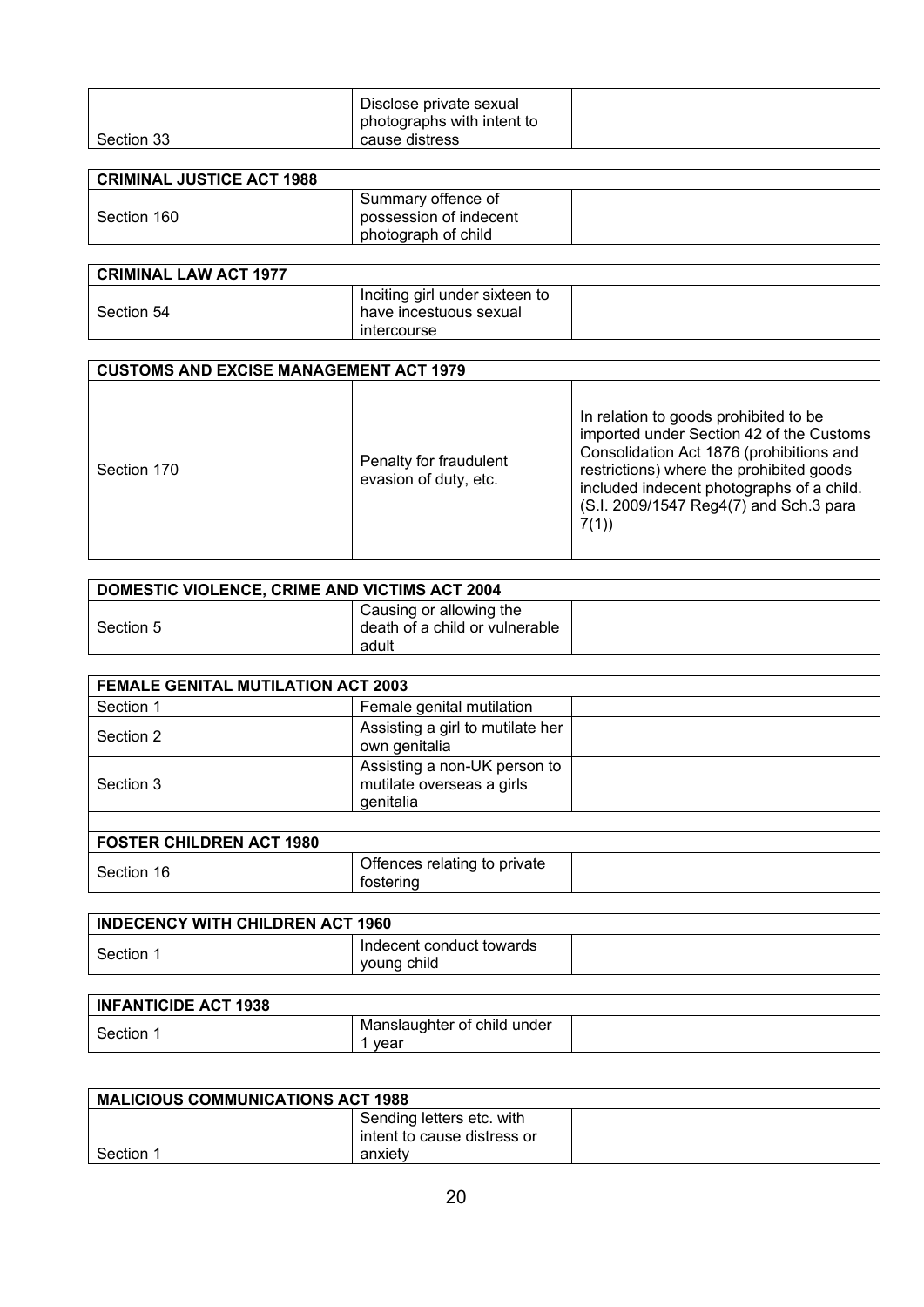| | | |
|---|---|---|
| Section 33 | Disclose private sexual photographs with intent to cause distress | |

| **CRIMINAL JUSTICE ACT 1988** | | |
|---|---|---|
| Section 160 | Summary offence of possession of indecent photograph of child | |

| **CRIMINAL LAW ACT 1977** | | |
|---|---|---|
| Section 54 | Inciting girl under sixteen to have incestuous sexual intercourse | |

| **CUSTOMS AND EXCISE MANAGEMENT ACT 1979** | | |
|---|---|---|
| Section 170 | Penalty for fraudulent evasion of duty, etc. | In relation to goods prohibited to be imported under Section 42 of the Customs Consolidation Act 1876 (prohibitions and restrictions) where the prohibited goods included indecent photographs of a child. (S.I. 2009/1547 Reg4(7) and Sch.3 para 7(1)) |

| **DOMESTIC VIOLENCE, CRIME AND VICTIMS ACT 2004** | | |
|---|---|---|
| Section 5 | Causing or allowing the death of a child or vulnerable adult | |

| **FEMALE GENITAL MUTILATION ACT 2003** | | |
|---|---|---|
| Section 1 | Female genital mutilation | |
| Section 2 | Assisting a girl to mutilate her own genitalia | |
| Section 3 | Assisting a non-UK person to mutilate overseas a girls genitalia | |
| | | |
| **FOSTER CHILDREN ACT 1980** | | |
| Section 16 | Offences relating to private fostering | |

| **INDECENCY WITH CHILDREN ACT 1960** | | |
|---|---|---|
| Section 1 | Indecent conduct towards young child | |

| **INFANTICIDE ACT 1938** | | |
|---|---|---|
| Section 1 | Manslaughter of child under 1 year | |

| **MALICIOUS COMMUNICATIONS ACT 1988** | | |
|---|---|---|
| Section 1 | Sending letters etc. with intent to cause distress or anxiety | |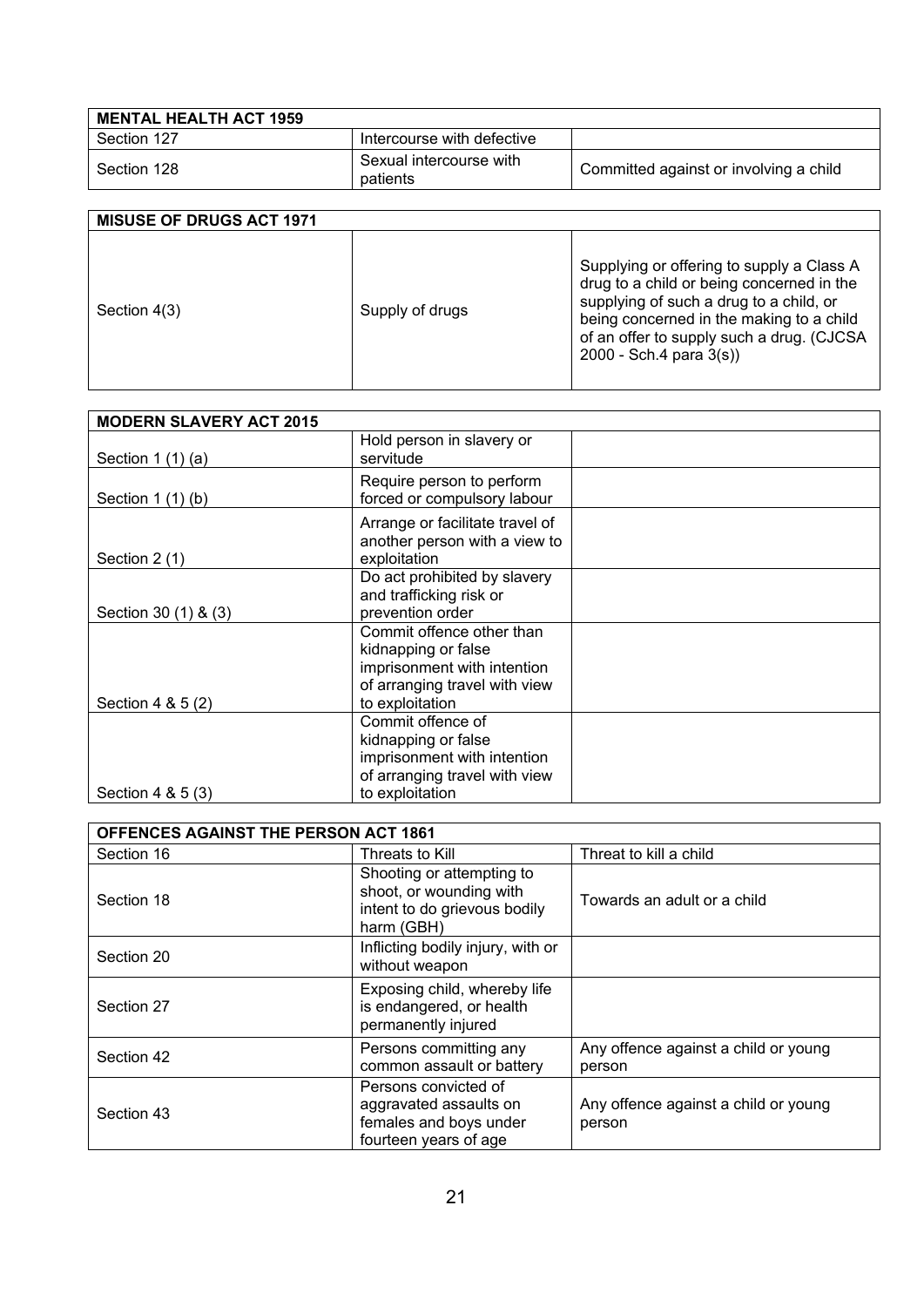| MENTAL HEALTH ACT 1959 | | |
|---|---|---|
| Section 127 | Intercourse with defective | |
| Section 128 | Sexual intercourse with patients | Committed against or involving a child |

| MISUSE OF DRUGS ACT 1971 | | |
|---|---|---|
| Section 4(3) | Supply of drugs | Supplying or offering to supply a Class A drug to a child or being concerned in the supplying of such a drug to a child, or being concerned in the making to a child of an offer to supply such a drug. (CJCSA 2000 - Sch.4 para 3(s)) |

| MODERN SLAVERY ACT 2015 | | |
|---|---|---|
| Section 1 (1) (a) | Hold person in slavery or servitude | |
| Section 1 (1) (b) | Require person to perform forced or compulsory labour | |
| Section 2 (1) | Arrange or facilitate travel of another person with a view to exploitation | |
| Section 30 (1) & (3) | Do act prohibited by slavery and trafficking risk or prevention order | |
| Section 4 & 5 (2) | Commit offence other than kidnapping or false imprisonment with intention of arranging travel with view to exploitation | |
| Section 4 & 5 (3) | Commit offence of kidnapping or false imprisonment with intention of arranging travel with view to exploitation | |

| OFFENCES AGAINST THE PERSON ACT 1861 | | |
|---|---|---|
| Section 16 | Threats to Kill | Threat to kill a child |
| Section 18 | Shooting or attempting to shoot, or wounding with intent to do grievous bodily harm (GBH) | Towards an adult or a child |
| Section 20 | Inflicting bodily injury, with or without weapon | |
| Section 27 | Exposing child, whereby life is endangered, or health permanently injured | |
| Section 42 | Persons committing any common assault or battery | Any offence against a child or young person |
| Section 43 | Persons convicted of aggravated assaults on females and boys under fourteen years of age | Any offence against a child or young person |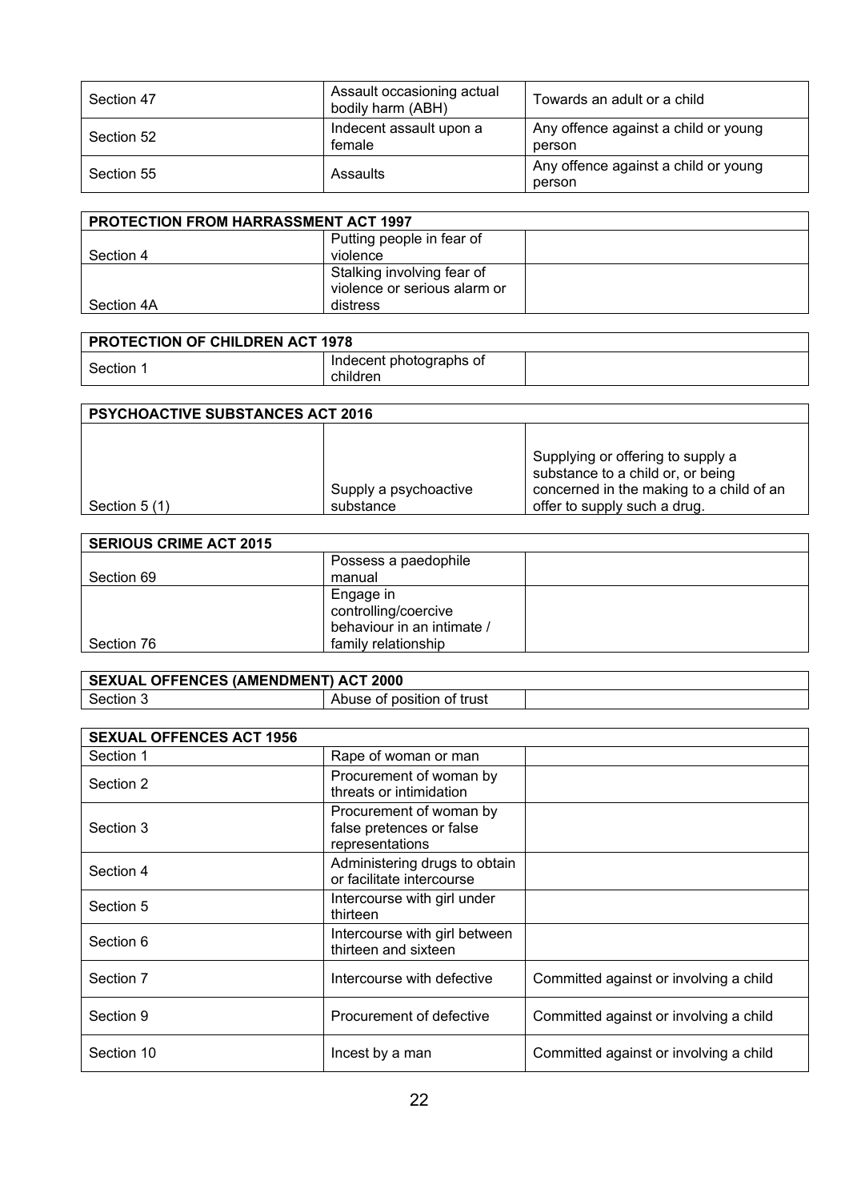| | | |
|---|---|---|
| Section 47 | Assault occasioning actual bodily harm (ABH) | Towards an adult or a child |
| Section 52 | Indecent assault upon a female | Any offence against a child or young person |
| Section 55 | Assaults | Any offence against a child or young person |

| PROTECTION FROM HARRASSMENT ACT 1997 | | |
|---|---|---|
| Section 4 | Putting people in fear of violence | |
| Section 4A | Stalking involving fear of violence or serious alarm or distress | |

| PROTECTION OF CHILDREN ACT 1978 | | |
|---|---|---|
| Section 1 | Indecent photographs of children | |

| PSYCHOACTIVE SUBSTANCES ACT 2016 | | |
|---|---|---|
| Section 5 (1) | Supply a psychoactive substance | Supplying or offering to supply a substance to a child or, or being concerned in the making to a child of an offer to supply such a drug. |

| SERIOUS CRIME ACT 2015 | | |
|---|---|---|
| Section 69 | Possess a paedophile manual | |
| Section 76 | Engage in controlling/coercive behaviour in an intimate / family relationship | |

| SEXUAL OFFENCES (AMENDMENT) ACT 2000 | | |
|---|---|---|
| Section 3 | Abuse of position of trust | |

| SEXUAL OFFENCES ACT 1956 | | |
|---|---|---|
| Section 1 | Rape of woman or man | |
| Section 2 | Procurement of woman by threats or intimidation | |
| Section 3 | Procurement of woman by false pretences or false representations | |
| Section 4 | Administering drugs to obtain or facilitate intercourse | |
| Section 5 | Intercourse with girl under thirteen | |
| Section 6 | Intercourse with girl between thirteen and sixteen | |
| Section 7 | Intercourse with defective | Committed against or involving a child |
| Section 9 | Procurement of defective | Committed against or involving a child |
| Section 10 | Incest by a man | Committed against or involving a child |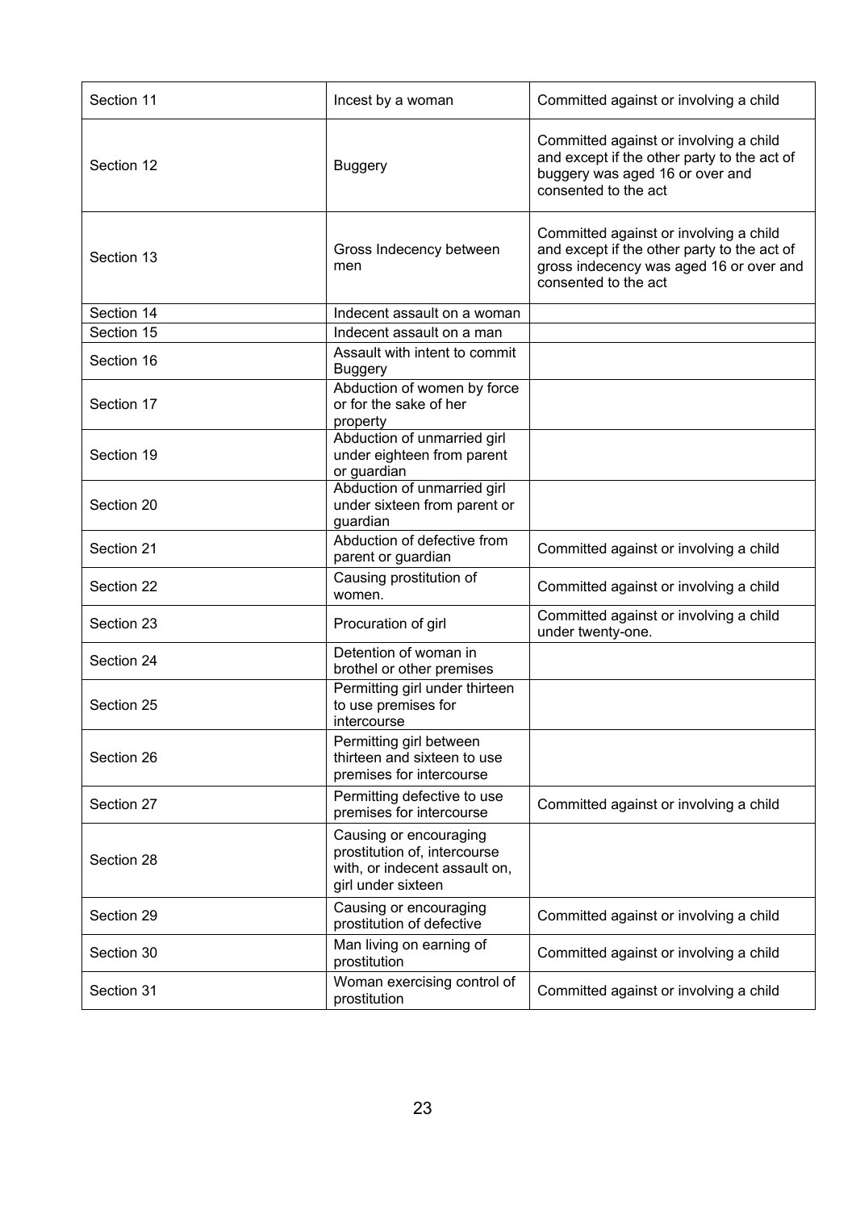| Section 11 | Incest by a woman | Committed against or involving a child |
|---|---|---|
| Section 12 | Buggery | Committed against or involving a child and except if the other party to the act of buggery was aged 16 or over and consented to the act |
| Section 13 | Gross Indecency between men | Committed against or involving a child and except if the other party to the act of gross indecency was aged 16 or over and consented to the act |
| Section 14 | Indecent assault on a woman | |
| Section 15 | Indecent assault on a man | |
| Section 16 | Assault with intent to commit Buggery | |
| Section 17 | Abduction of women by force or for the sake of her property | |
| Section 19 | Abduction of unmarried girl under eighteen from parent or guardian | |
| Section 20 | Abduction of unmarried girl under sixteen from parent or guardian | |
| Section 21 | Abduction of defective from parent or guardian | Committed against or involving a child |
| Section 22 | Causing prostitution of women. | Committed against or involving a child |
| Section 23 | Procuration of girl | Committed against or involving a child under twenty-one. |
| Section 24 | Detention of woman in brothel or other premises | |
| Section 25 | Permitting girl under thirteen to use premises for intercourse | |
| Section 26 | Permitting girl between thirteen and sixteen to use premises for intercourse | |
| Section 27 | Permitting defective to use premises for intercourse | Committed against or involving a child |
| Section 28 | Causing or encouraging prostitution of, intercourse with, or indecent assault on, girl under sixteen | |
| Section 29 | Causing or encouraging prostitution of defective | Committed against or involving a child |
| Section 30 | Man living on earning of prostitution | Committed against or involving a child |
| Section 31 | Woman exercising control of prostitution | Committed against or involving a child |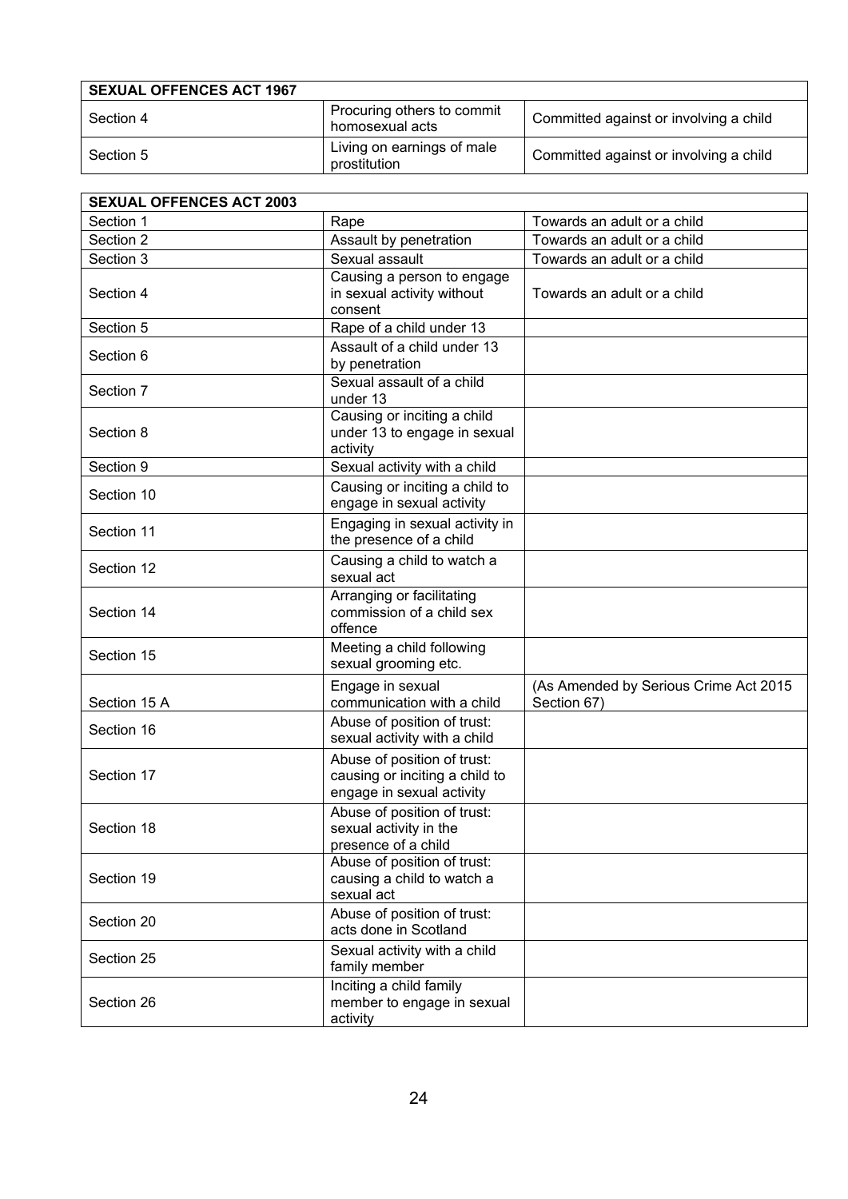| SEXUAL OFFENCES ACT 1967 | | |
|---|---|---|
| Section 4 | Procuring others to commit homosexual acts | Committed against or involving a child |
| Section 5 | Living on earnings of male prostitution | Committed against or involving a child |

| SEXUAL OFFENCES ACT 2003 | | |
|---|---|---|
| Section 1 | Rape | Towards an adult or a child |
| Section 2 | Assault by penetration | Towards an adult or a child |
| Section 3 | Sexual assault | Towards an adult or a child |
| Section 4 | Causing a person to engage in sexual activity without consent | Towards an adult or a child |
| Section 5 | Rape of a child under 13 | |
| Section 6 | Assault of a child under 13 by penetration | |
| Section 7 | Sexual assault of a child under 13 | |
| Section 8 | Causing or inciting a child under 13 to engage in sexual activity | |
| Section 9 | Sexual activity with a child | |
| Section 10 | Causing or inciting a child to engage in sexual activity | |
| Section 11 | Engaging in sexual activity in the presence of a child | |
| Section 12 | Causing a child to watch a sexual act | |
| Section 14 | Arranging or facilitating commission of a child sex offence | |
| Section 15 | Meeting a child following sexual grooming etc. | |
| Section 15 A | Engage in sexual communication with a child | (As Amended by Serious Crime Act 2015 Section 67) |
| Section 16 | Abuse of position of trust: sexual activity with a child | |
| Section 17 | Abuse of position of trust: causing or inciting a child to engage in sexual activity | |
| Section 18 | Abuse of position of trust: sexual activity in the presence of a child | |
| Section 19 | Abuse of position of trust: causing a child to watch a sexual act | |
| Section 20 | Abuse of position of trust: acts done in Scotland | |
| Section 25 | Sexual activity with a child family member | |
| Section 26 | Inciting a child family member to engage in sexual activity | |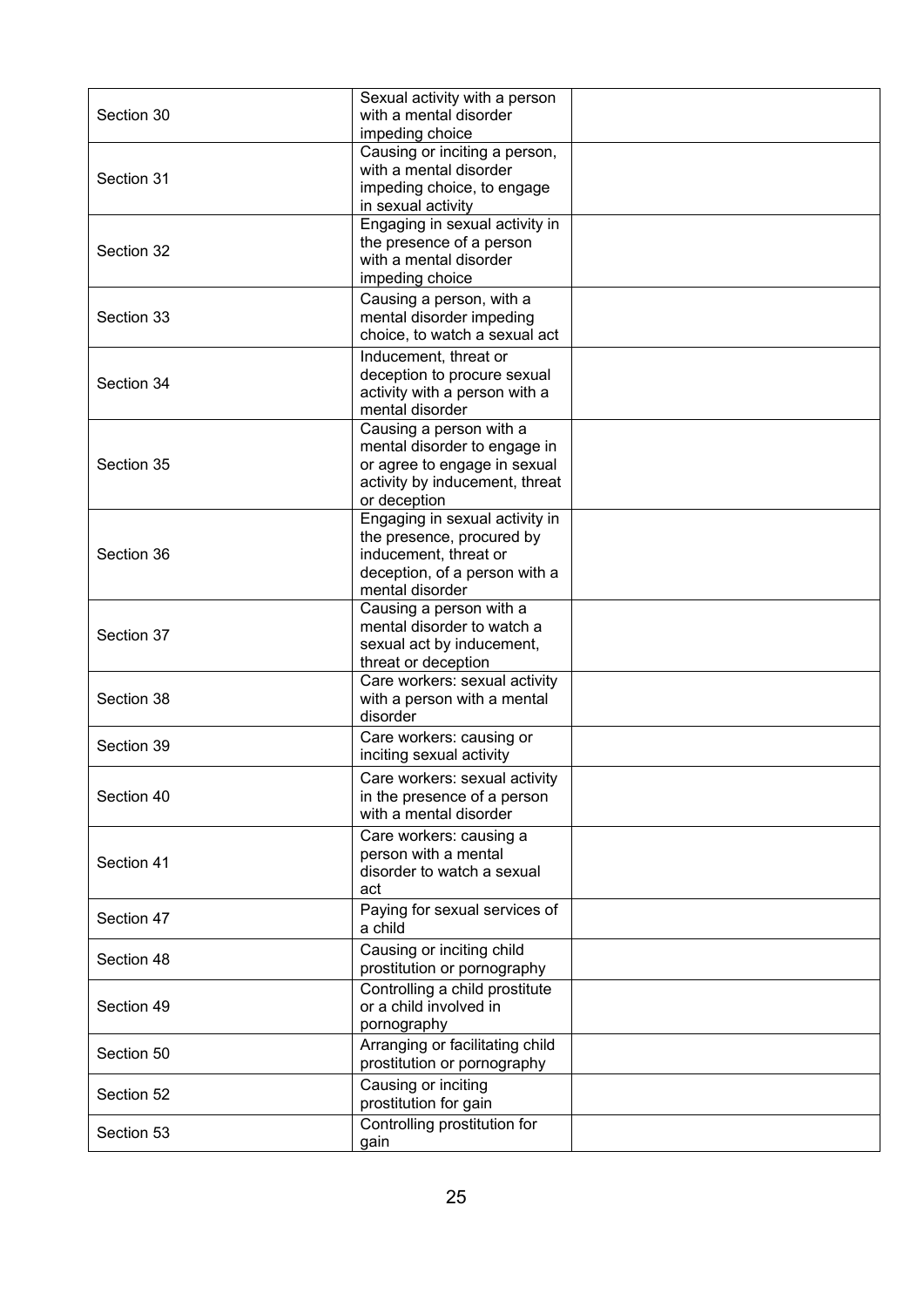| | | |
|---|---|---|
| Section 30 | Sexual activity with a person with a mental disorder impeding choice | |
| Section 31 | Causing or inciting a person, with a mental disorder impeding choice, to engage in sexual activity | |
| Section 32 | Engaging in sexual activity in the presence of a person with a mental disorder impeding choice | |
| Section 33 | Causing a person, with a mental disorder impeding choice, to watch a sexual act | |
| Section 34 | Inducement, threat or deception to procure sexual activity with a person with a mental disorder | |
| Section 35 | Causing a person with a mental disorder to engage in or agree to engage in sexual activity by inducement, threat or deception | |
| Section 36 | Engaging in sexual activity in the presence, procured by inducement, threat or deception, of a person with a mental disorder | |
| Section 37 | Causing a person with a mental disorder to watch a sexual act by inducement, threat or deception | |
| Section 38 | Care workers: sexual activity with a person with a mental disorder | |
| Section 39 | Care workers: causing or inciting sexual activity | |
| Section 40 | Care workers: sexual activity in the presence of a person with a mental disorder | |
| Section 41 | Care workers: causing a person with a mental disorder to watch a sexual act | |
| Section 47 | Paying for sexual services of a child | |
| Section 48 | Causing or inciting child prostitution or pornography | |
| Section 49 | Controlling a child prostitute or a child involved in pornography | |
| Section 50 | Arranging or facilitating child prostitution or pornography | |
| Section 52 | Causing or inciting prostitution for gain | |
| Section 53 | Controlling prostitution for gain | |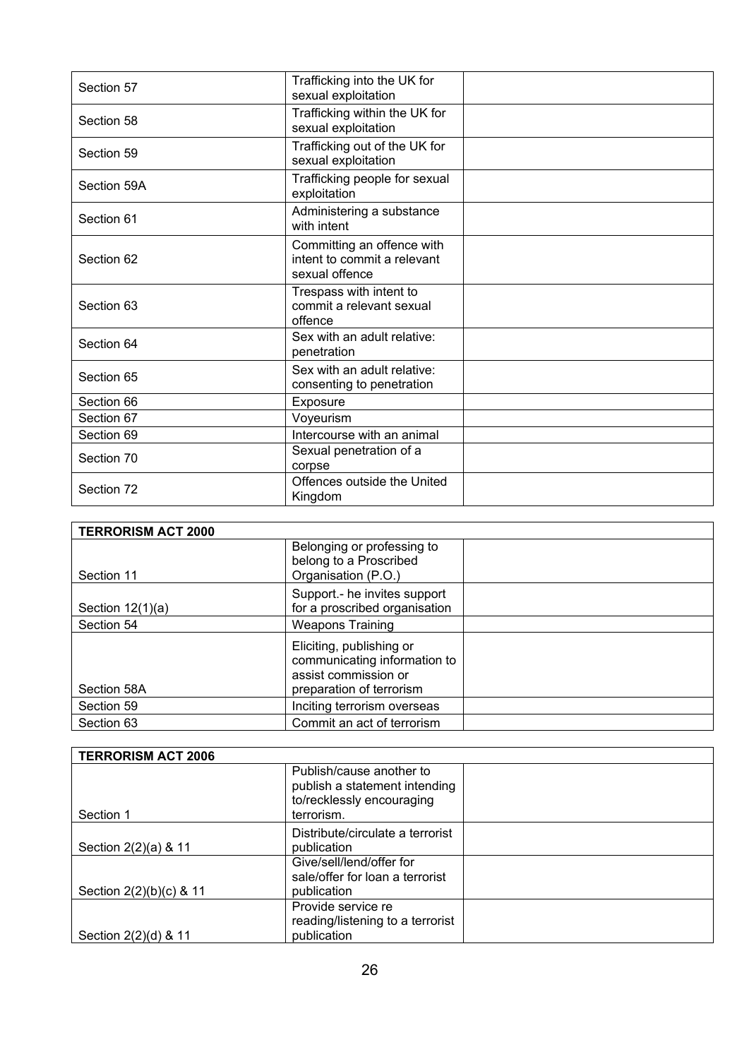| | | |
|---|---|---|
| Section 57 | Trafficking into the UK for sexual exploitation | |
| Section 58 | Trafficking within the UK for sexual exploitation | |
| Section 59 | Trafficking out of the UK for sexual exploitation | |
| Section 59A | Trafficking people for sexual exploitation | |
| Section 61 | Administering a substance with intent | |
| Section 62 | Committing an offence with intent to commit a relevant sexual offence | |
| Section 63 | Trespass with intent to commit a relevant sexual offence | |
| Section 64 | Sex with an adult relative: penetration | |
| Section 65 | Sex with an adult relative: consenting to penetration | |
| Section 66 | Exposure | |
| Section 67 | Voyeurism | |
| Section 69 | Intercourse with an animal | |
| Section 70 | Sexual penetration of a corpse | |
| Section 72 | Offences outside the United Kingdom | |

| **TERRORISM ACT 2000** | | |
|---|---|---|
| Section 11 | Belonging or professing to belong to a Proscribed Organisation (P.O.) | |
| Section 12(1)(a) | Support.- he invites support for a proscribed organisation | |
| Section 54 | Weapons Training | |
| Section 58A | Eliciting, publishing or communicating information to assist commission or preparation of terrorism | |
| Section 59 | Inciting terrorism overseas | |
| Section 63 | Commit an act of terrorism | |

| **TERRORISM ACT 2006** | | |
|---|---|---|
| Section 1 | Publish/cause another to publish a statement intending to/recklessly encouraging terrorism. | |
| Section 2(2)(a) & 11 | Distribute/circulate a terrorist publication | |
| Section 2(2)(b)(c) & 11 | Give/sell/lend/offer for sale/offer for loan a terrorist publication | |
| Section 2(2)(d) & 11 | Provide service re reading/listening to a terrorist publication | |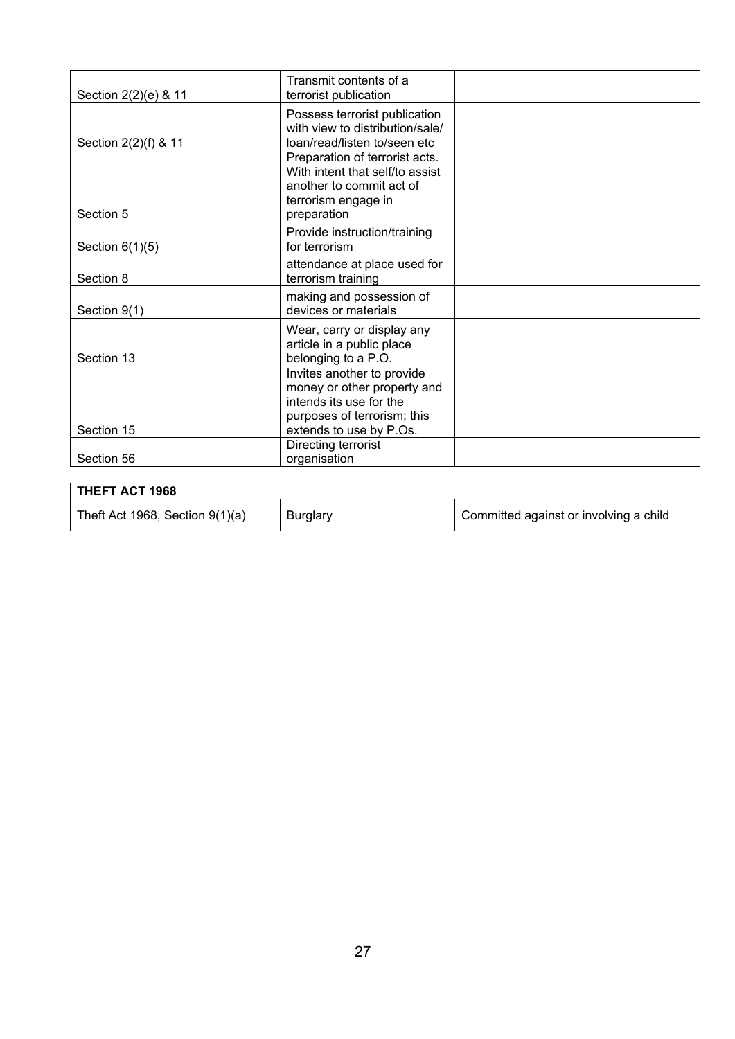| | | |
|---|---|---|
| Section 2(2)(e) & 11 | Transmit contents of a terrorist publication | |
| Section 2(2)(f) & 11 | Possess terrorist publication with view to distribution/sale/ loan/read/listen to/seen etc | |
| Section 5 | Preparation of terrorist acts. With intent that self/to assist another to commit act of terrorism engage in preparation | |
| Section 6(1)(5) | Provide instruction/training for terrorism | |
| Section 8 | attendance at place used for terrorism training | |
| Section 9(1) | making and possession of devices or materials | |
| Section 13 | Wear, carry or display any article in a public place belonging to a P.O. | |
| Section 15 | Invites another to provide money or other property and intends its use for the purposes of terrorism; this extends to use by P.Os. | |
| Section 56 | Directing terrorist organisation | |

| **THEFT ACT 1968** | | |
|---|---|---|
| Theft Act 1968, Section 9(1)(a) | Burglary | Committed against or involving a child |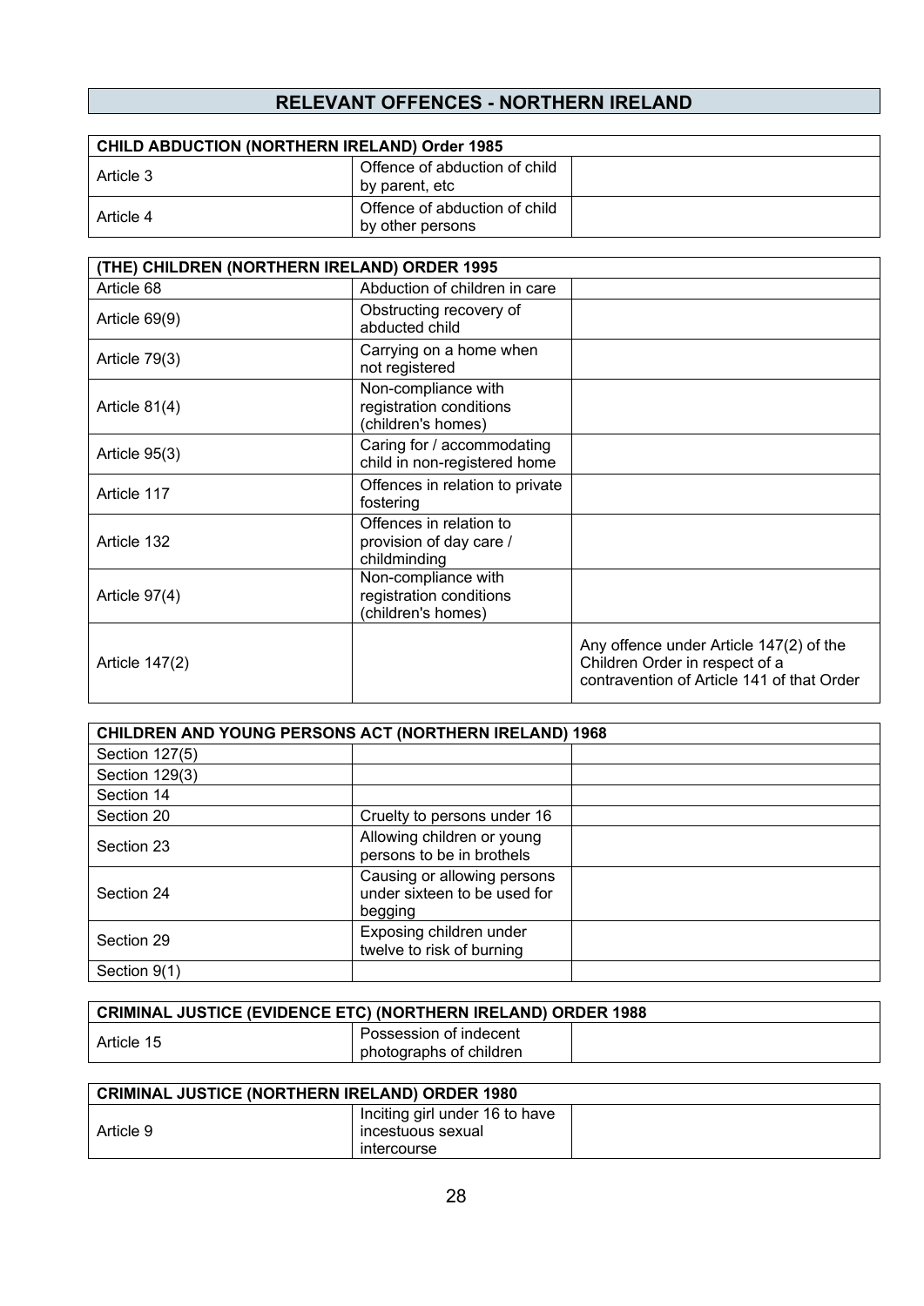## RELEVANT OFFENCES - NORTHERN IRELAND

| CHILD ABDUCTION (NORTHERN IRELAND) Order 1985 | | |
|---|---|---|
| Article 3 | Offence of abduction of child by parent, etc | |
| Article 4 | Offence of abduction of child by other persons | |

| (THE) CHILDREN (NORTHERN IRELAND) ORDER 1995 | | |
|---|---|---|
| Article 68 | Abduction of children in care | |
| Article 69(9) | Obstructing recovery of abducted child | |
| Article 79(3) | Carrying on a home when not registered | |
| Article 81(4) | Non-compliance with registration conditions (children's homes) | |
| Article 95(3) | Caring for / accommodating child in non-registered home | |
| Article 117 | Offences in relation to private fostering | |
| Article 132 | Offences in relation to provision of day care / childminding | |
| Article 97(4) | Non-compliance with registration conditions (children's homes) | |
| Article 147(2) | | Any offence under Article 147(2) of the Children Order in respect of a contravention of Article 141 of that Order |

| CHILDREN AND YOUNG PERSONS ACT (NORTHERN IRELAND) 1968 | | |
|---|---|---|
| Section 127(5) | | |
| Section 129(3) | | |
| Section 14 | | |
| Section 20 | Cruelty to persons under 16 | |
| Section 23 | Allowing children or young persons to be in brothels | |
| Section 24 | Causing or allowing persons under sixteen to be used for begging | |
| Section 29 | Exposing children under twelve to risk of burning | |
| Section 9(1) | | |

| CRIMINAL JUSTICE (EVIDENCE ETC) (NORTHERN IRELAND) ORDER 1988 | | |
|---|---|---|
| Article 15 | Possession of indecent photographs of children | |

| CRIMINAL JUSTICE (NORTHERN IRELAND) ORDER 1980 | | |
|---|---|---|
| Article 9 | Inciting girl under 16 to have incestuous sexual intercourse | |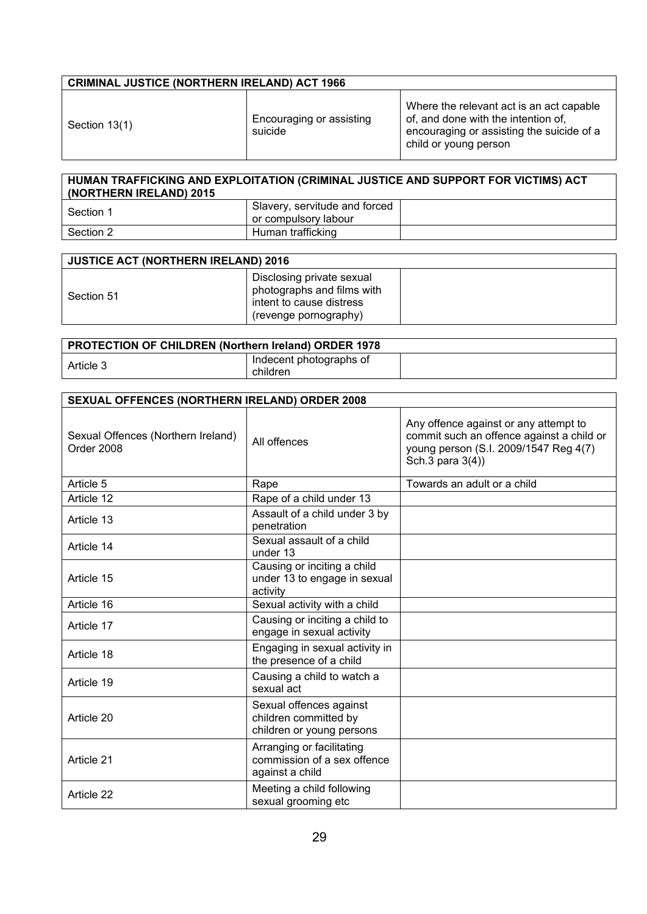| CRIMINAL JUSTICE (NORTHERN IRELAND) ACT 1966 | | |
|---|---|---|
| Section 13(1) | Encouraging or assisting suicide | Where the relevant act is an act capable of, and done with the intention of, encouraging or assisting the suicide of a child or young person |

| HUMAN TRAFFICKING AND EXPLOITATION (CRIMINAL JUSTICE AND SUPPORT FOR VICTIMS) ACT (NORTHERN IRELAND) 2015 | | |
|---|---|---|
| Section 1 | Slavery, servitude and forced or compulsory labour | |
| Section 2 | Human trafficking | |

| JUSTICE ACT (NORTHERN IRELAND) 2016 | | |
|---|---|---|
| Section 51 | Disclosing private sexual photographs and films with intent to cause distress (revenge pornography) | |

| PROTECTION OF CHILDREN (Northern Ireland) ORDER 1978 | | |
|---|---|---|
| Article 3 | Indecent photographs of children | |

| SEXUAL OFFENCES (NORTHERN IRELAND) ORDER 2008 | | |
|---|---|---|
| Sexual Offences (Northern Ireland) Order 2008 | All offences | Any offence against or any attempt to commit such an offence against a child or young person (S.I. 2009/1547 Reg 4(7) Sch.3 para 3(4)) |
| Article 5 | Rape | Towards an adult or a child |
| Article 12 | Rape of a child under 13 | |
| Article 13 | Assault of a child under 3 by penetration | |
| Article 14 | Sexual assault of a child under 13 | |
| Article 15 | Causing or inciting a child under 13 to engage in sexual activity | |
| Article 16 | Sexual activity with a child | |
| Article 17 | Causing or inciting a child to engage in sexual activity | |
| Article 18 | Engaging in sexual activity in the presence of a child | |
| Article 19 | Causing a child to watch a sexual act | |
| Article 20 | Sexual offences against children committed by children or young persons | |
| Article 21 | Arranging or facilitating commission of a sex offence against a child | |
| Article 22 | Meeting a child following sexual grooming etc | |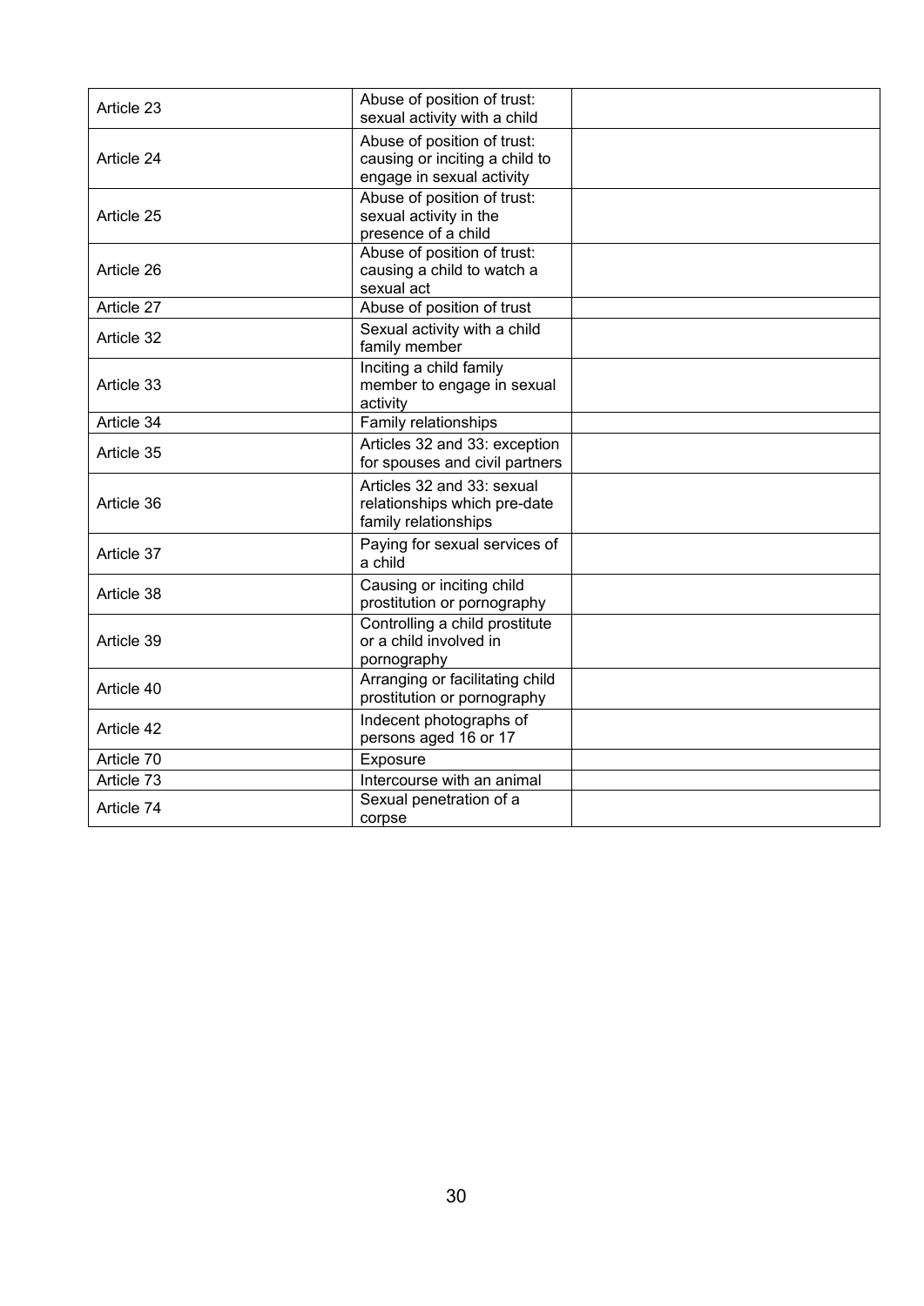| | | |
|---|---|---|
| Article 23 | Abuse of position of trust: sexual activity with a child | |
| Article 24 | Abuse of position of trust: causing or inciting a child to engage in sexual activity | |
| Article 25 | Abuse of position of trust: sexual activity in the presence of a child | |
| Article 26 | Abuse of position of trust: causing a child to watch a sexual act | |
| Article 27 | Abuse of position of trust | |
| Article 32 | Sexual activity with a child family member | |
| Article 33 | Inciting a child family member to engage in sexual activity | |
| Article 34 | Family relationships | |
| Article 35 | Articles 32 and 33: exception for spouses and civil partners | |
| Article 36 | Articles 32 and 33: sexual relationships which pre-date family relationships | |
| Article 37 | Paying for sexual services of a child | |
| Article 38 | Causing or inciting child prostitution or pornography | |
| Article 39 | Controlling a child prostitute or a child involved in pornography | |
| Article 40 | Arranging or facilitating child prostitution or pornography | |
| Article 42 | Indecent photographs of persons aged 16 or 17 | |
| Article 70 | Exposure | |
| Article 73 | Intercourse with an animal | |
| Article 74 | Sexual penetration of a corpse | |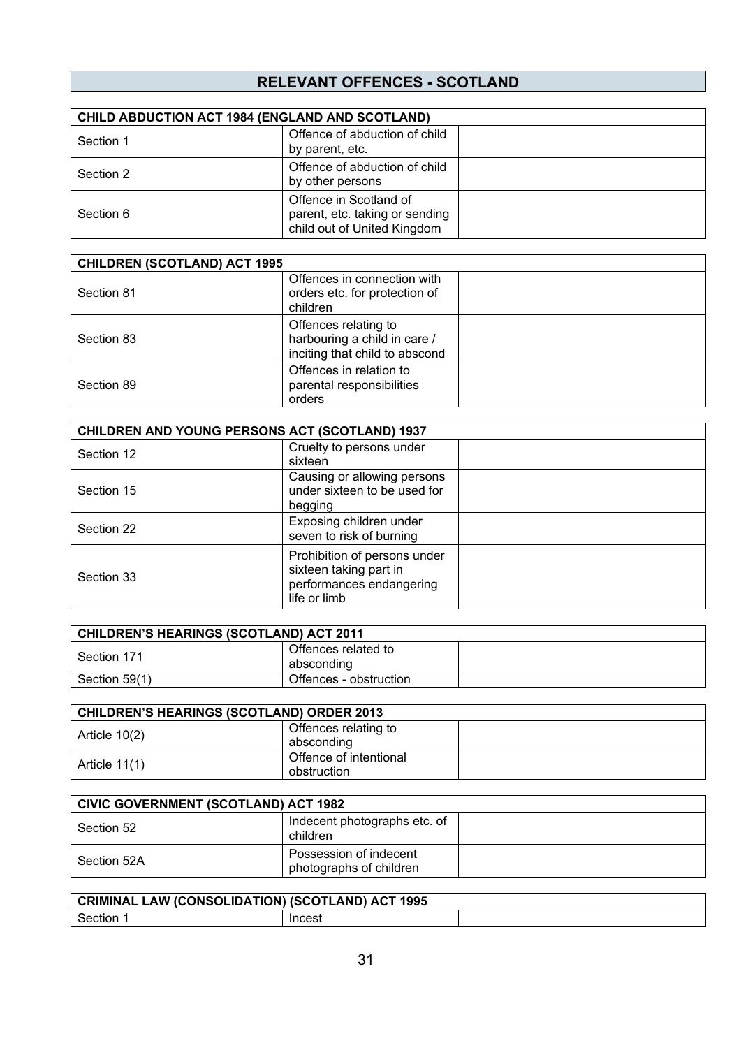## RELEVANT OFFENCES - SCOTLAND

| CHILD ABDUCTION ACT 1984 (ENGLAND AND SCOTLAND) | | |
|---|---|---|
| Section 1 | Offence of abduction of child by parent, etc. | |
| Section 2 | Offence of abduction of child by other persons | |
| Section 6 | Offence in Scotland of parent, etc. taking or sending child out of United Kingdom | |

| CHILDREN (SCOTLAND) ACT 1995 | | |
|---|---|---|
| Section 81 | Offences in connection with orders etc. for protection of children | |
| Section 83 | Offences relating to harbouring a child in care / inciting that child to abscond | |
| Section 89 | Offences in relation to parental responsibilities orders | |

| CHILDREN AND YOUNG PERSONS ACT (SCOTLAND) 1937 | | |
|---|---|---|
| Section 12 | Cruelty to persons under sixteen | |
| Section 15 | Causing or allowing persons under sixteen to be used for begging | |
| Section 22 | Exposing children under seven to risk of burning | |
| Section 33 | Prohibition of persons under sixteen taking part in performances endangering life or limb | |

| CHILDREN'S HEARINGS (SCOTLAND) ACT 2011 | | |
|---|---|---|
| Section 171 | Offences related to absconding | |
| Section 59(1) | Offences - obstruction | |

| CHILDREN'S HEARINGS (SCOTLAND) ORDER 2013 | | |
|---|---|---|
| Article 10(2) | Offences relating to absconding | |
| Article 11(1) | Offence of intentional obstruction | |

| CIVIC GOVERNMENT (SCOTLAND) ACT 1982 | | |
|---|---|---|
| Section 52 | Indecent photographs etc. of children | |
| Section 52A | Possession of indecent photographs of children | |

| CRIMINAL LAW (CONSOLIDATION) (SCOTLAND) ACT 1995 | | |
|---|---|---|
| Section 1 | Incest | |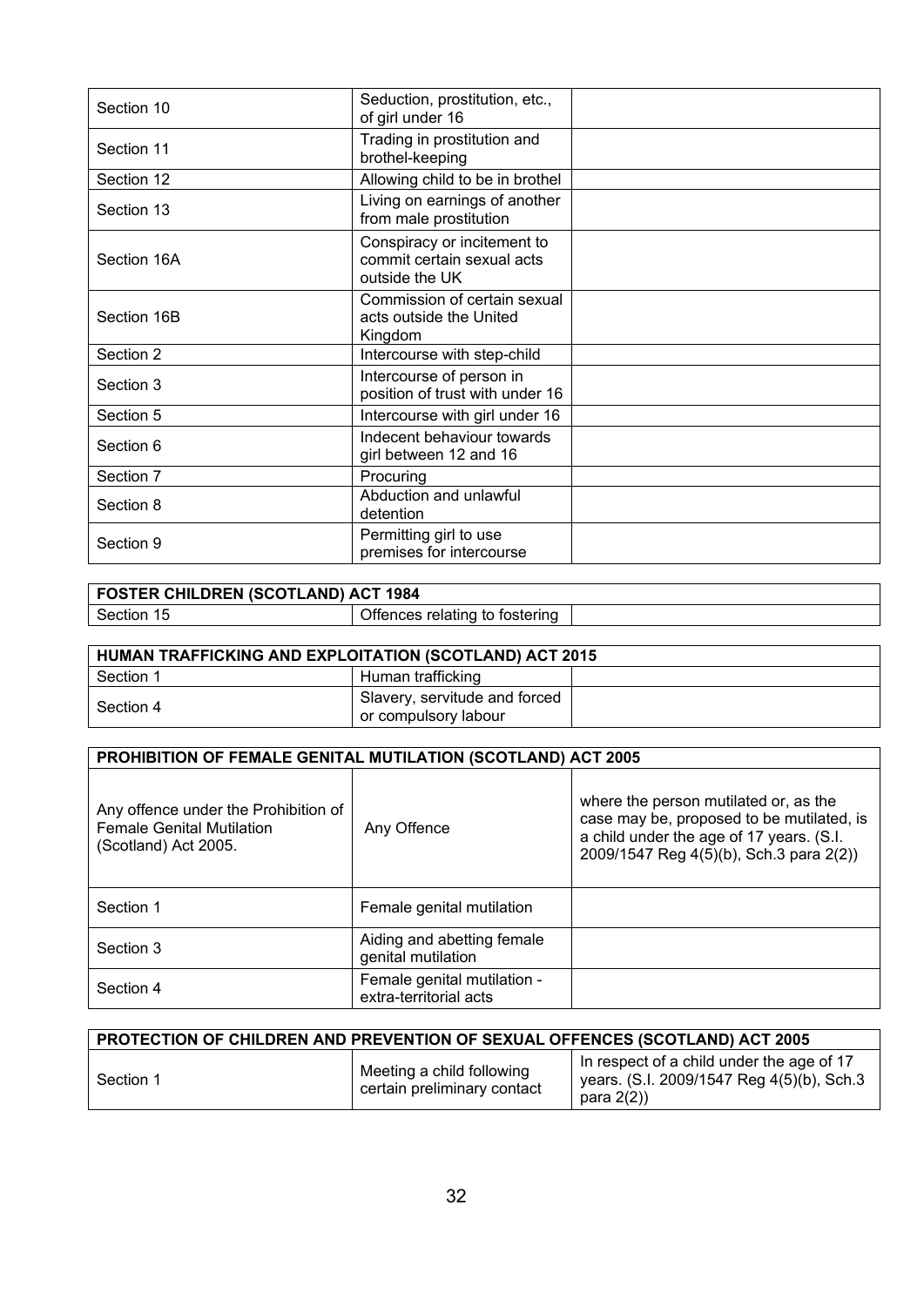| | | |
|---|---|---|
| Section 10 | Seduction, prostitution, etc., of girl under 16 | |
| Section 11 | Trading in prostitution and brothel-keeping | |
| Section 12 | Allowing child to be in brothel | |
| Section 13 | Living on earnings of another from male prostitution | |
| Section 16A | Conspiracy or incitement to commit certain sexual acts outside the UK | |
| Section 16B | Commission of certain sexual acts outside the United Kingdom | |
| Section 2 | Intercourse with step-child | |
| Section 3 | Intercourse of person in position of trust with under 16 | |
| Section 5 | Intercourse with girl under 16 | |
| Section 6 | Indecent behaviour towards girl between 12 and 16 | |
| Section 7 | Procuring | |
| Section 8 | Abduction and unlawful detention | |
| Section 9 | Permitting girl to use premises for intercourse | |

| **FOSTER CHILDREN (SCOTLAND) ACT 1984** | | |
|---|---|---|
| Section 15 | Offences relating to fostering | |

| **HUMAN TRAFFICKING AND EXPLOITATION (SCOTLAND) ACT 2015** | | |
|---|---|---|
| Section 1 | Human trafficking | |
| Section 4 | Slavery, servitude and forced or compulsory labour | |

| **PROHIBITION OF FEMALE GENITAL MUTILATION (SCOTLAND) ACT 2005** | | |
|---|---|---|
| Any offence under the Prohibition of Female Genital Mutilation (Scotland) Act 2005. | Any Offence | where the person mutilated or, as the case may be, proposed to be mutilated, is a child under the age of 17 years. (S.I. 2009/1547 Reg 4(5)(b), Sch.3 para 2(2)) |
| Section 1 | Female genital mutilation | |
| Section 3 | Aiding and abetting female genital mutilation | |
| Section 4 | Female genital mutilation - extra-territorial acts | |

| **PROTECTION OF CHILDREN AND PREVENTION OF SEXUAL OFFENCES (SCOTLAND) ACT 2005** | | |
|---|---|---|
| Section 1 | Meeting a child following certain preliminary contact | In respect of a child under the age of 17 years. (S.I. 2009/1547 Reg 4(5)(b), Sch.3 para 2(2)) |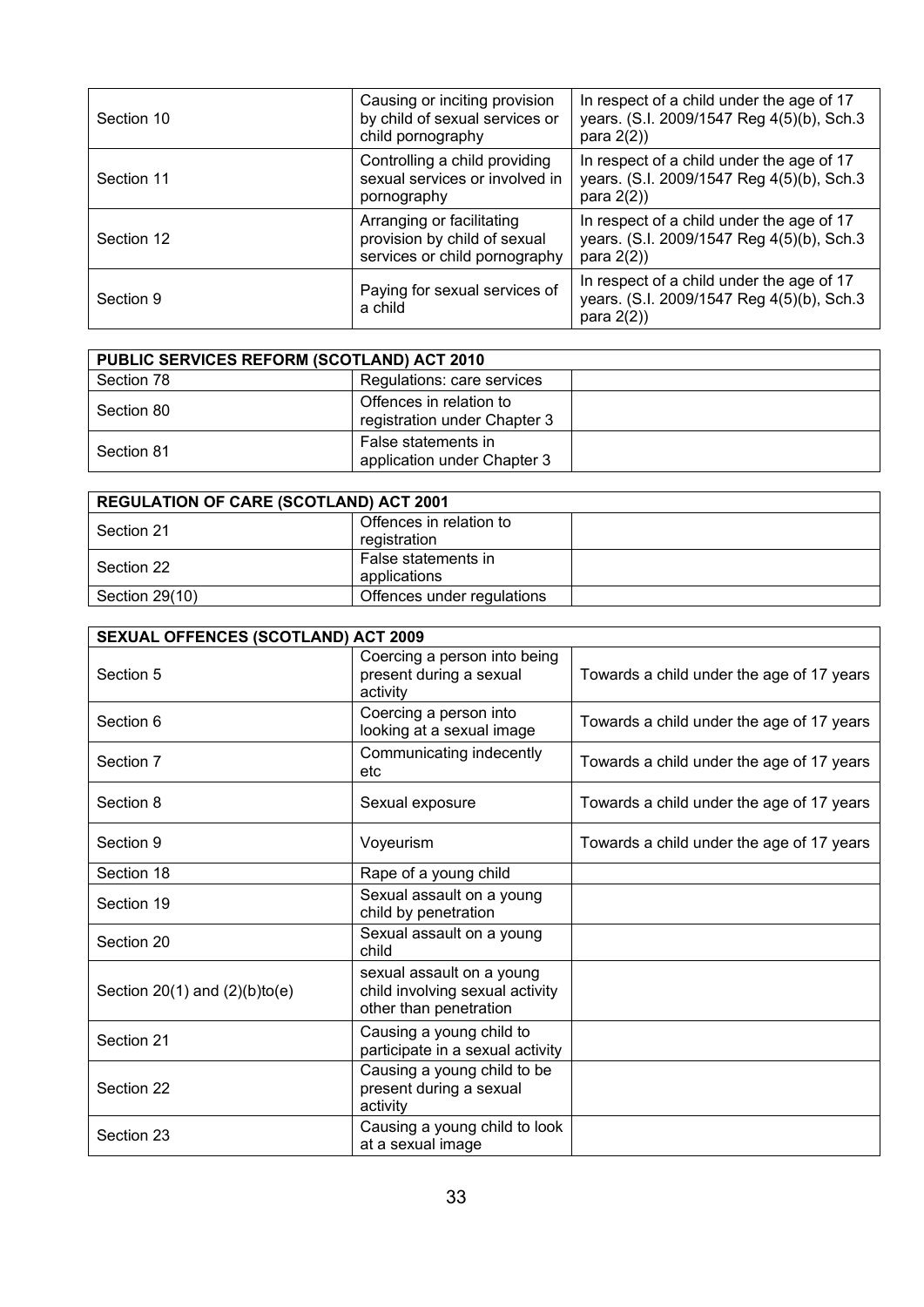| | | |
|---|---|---|
| Section 10 | Causing or inciting provision by child of sexual services or child pornography | In respect of a child under the age of 17 years. (S.I. 2009/1547 Reg 4(5)(b), Sch.3 para 2(2)) |
| Section 11 | Controlling a child providing sexual services or involved in pornography | In respect of a child under the age of 17 years. (S.I. 2009/1547 Reg 4(5)(b), Sch.3 para 2(2)) |
| Section 12 | Arranging or facilitating provision by child of sexual services or child pornography | In respect of a child under the age of 17 years. (S.I. 2009/1547 Reg 4(5)(b), Sch.3 para 2(2)) |
| Section 9 | Paying for sexual services of a child | In respect of a child under the age of 17 years. (S.I. 2009/1547 Reg 4(5)(b), Sch.3 para 2(2)) |

| **PUBLIC SERVICES REFORM (SCOTLAND) ACT 2010** | | |
|---|---|---|
| Section 78 | Regulations: care services | |
| Section 80 | Offences in relation to registration under Chapter 3 | |
| Section 81 | False statements in application under Chapter 3 | |

| **REGULATION OF CARE (SCOTLAND) ACT 2001** | | |
|---|---|---|
| Section 21 | Offences in relation to registration | |
| Section 22 | False statements in applications | |
| Section 29(10) | Offences under regulations | |

| **SEXUAL OFFENCES (SCOTLAND) ACT 2009** | | |
|---|---|---|
| Section 5 | Coercing a person into being present during a sexual activity | Towards a child under the age of 17 years |
| Section 6 | Coercing a person into looking at a sexual image | Towards a child under the age of 17 years |
| Section 7 | Communicating indecently etc | Towards a child under the age of 17 years |
| Section 8 | Sexual exposure | Towards a child under the age of 17 years |
| Section 9 | Voyeurism | Towards a child under the age of 17 years |
| Section 18 | Rape of a young child | |
| Section 19 | Sexual assault on a young child by penetration | |
| Section 20 | Sexual assault on a young child | |
| Section 20(1) and (2)(b)to(e) | sexual assault on a young child involving sexual activity other than penetration | |
| Section 21 | Causing a young child to participate in a sexual activity | |
| Section 22 | Causing a young child to be present during a sexual activity | |
| Section 23 | Causing a young child to look at a sexual image | |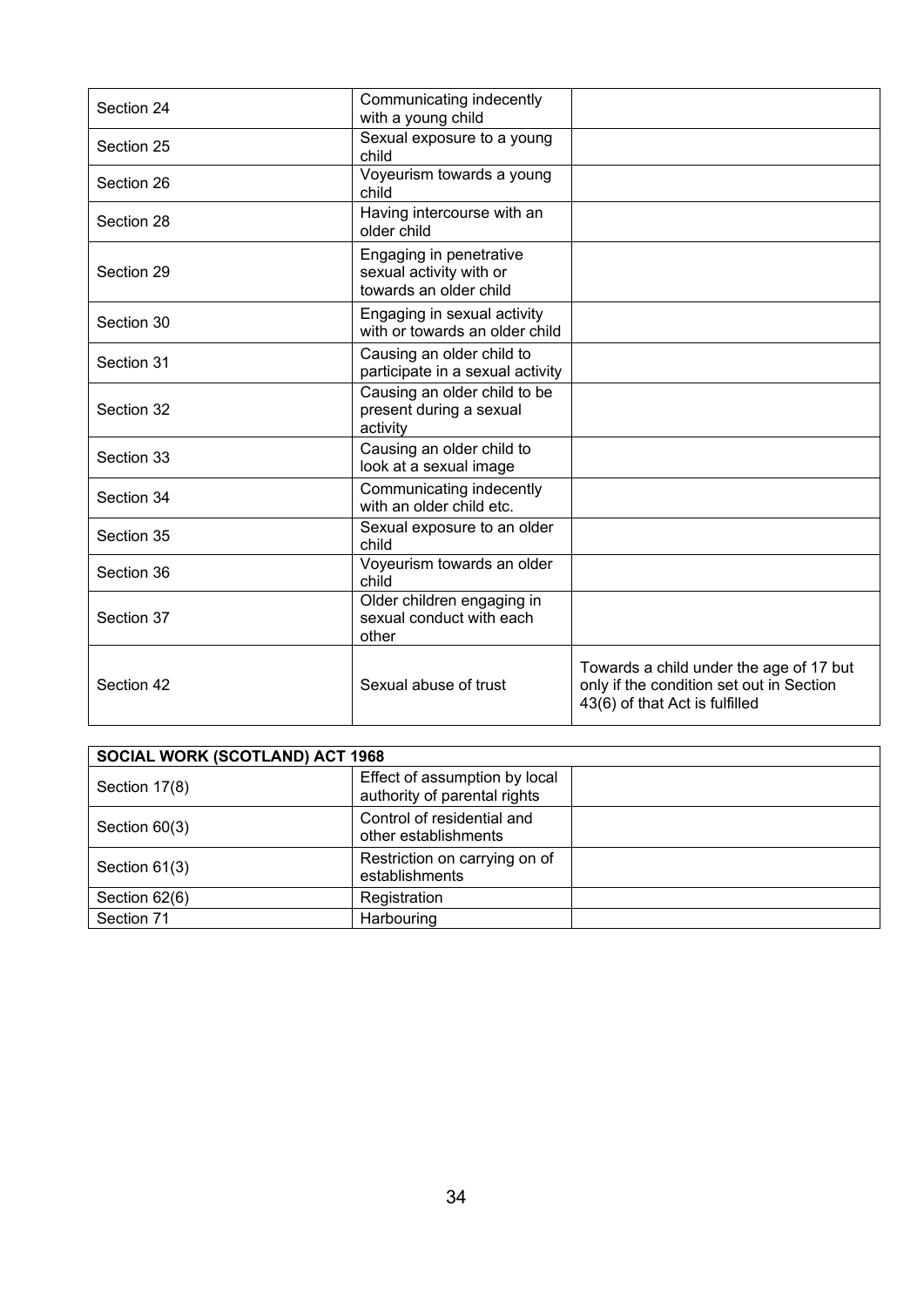| | | |
|---|---|---|
| Section 24 | Communicating indecently with a young child | |
| Section 25 | Sexual exposure to a young child | |
| Section 26 | Voyeurism towards a young child | |
| Section 28 | Having intercourse with an older child | |
| Section 29 | Engaging in penetrative sexual activity with or towards an older child | |
| Section 30 | Engaging in sexual activity with or towards an older child | |
| Section 31 | Causing an older child to participate in a sexual activity | |
| Section 32 | Causing an older child to be present during a sexual activity | |
| Section 33 | Causing an older child to look at a sexual image | |
| Section 34 | Communicating indecently with an older child etc. | |
| Section 35 | Sexual exposure to an older child | |
| Section 36 | Voyeurism towards an older child | |
| Section 37 | Older children engaging in sexual conduct with each other | |
| Section 42 | Sexual abuse of trust | Towards a child under the age of 17 but only if the condition set out in Section 43(6) of that Act is fulfilled |

| SOCIAL WORK (SCOTLAND) ACT 1968 | | |
|---|---|---|
| Section 17(8) | Effect of assumption by local authority of parental rights | |
| Section 60(3) | Control of residential and other establishments | |
| Section 61(3) | Restriction on carrying on of establishments | |
| Section 62(6) | Registration | |
| Section 71 | Harbouring | |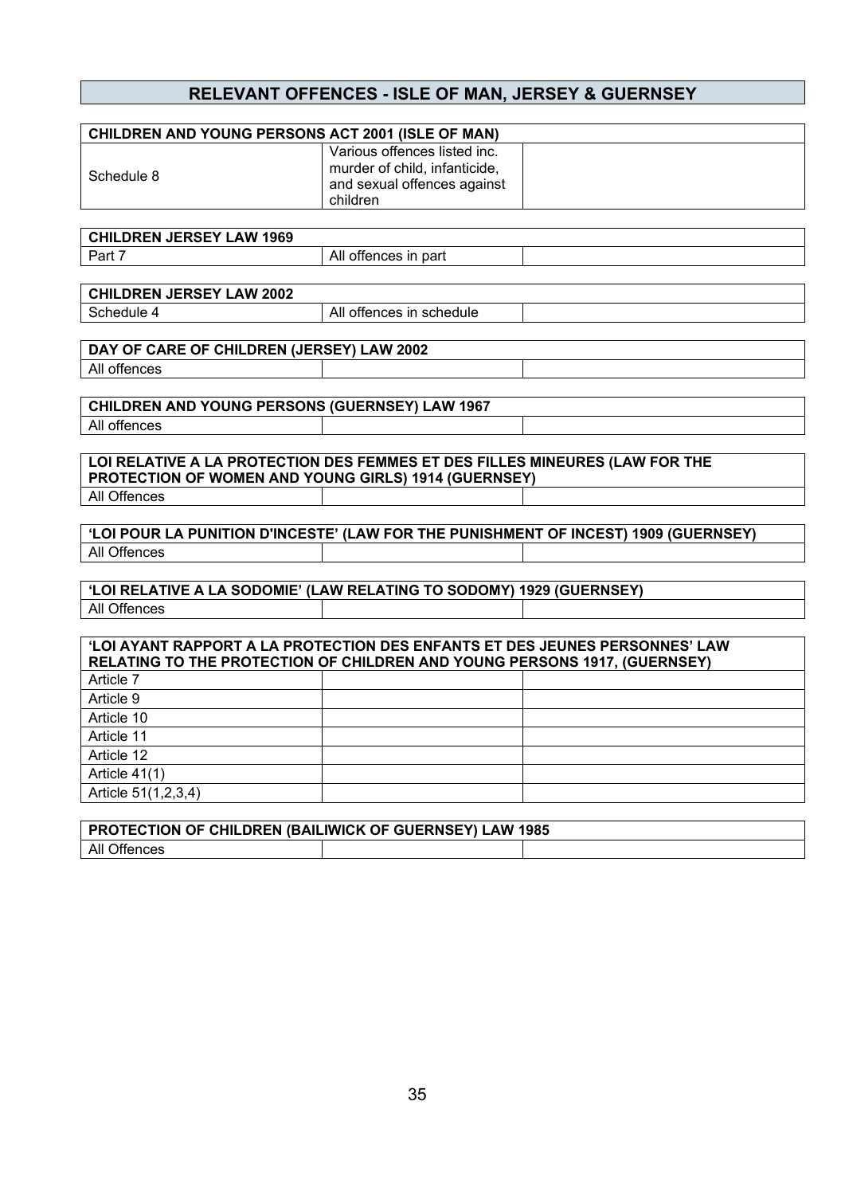## RELEVANT OFFENCES - ISLE OF MAN, JERSEY & GUERNSEY

| CHILDREN AND YOUNG PERSONS ACT 2001 (ISLE OF MAN) | | |
|---|---|---|
| Schedule 8 | Various offences listed inc. murder of child, infanticide, and sexual offences against children | |

| CHILDREN JERSEY LAW 1969 | | |
|---|---|---|
| Part 7 | All offences in part | |

| CHILDREN JERSEY LAW 2002 | | |
|---|---|---|
| Schedule 4 | All offences in schedule | |

| DAY OF CARE OF CHILDREN (JERSEY) LAW 2002 | | |
|---|---|---|
| All offences | | |

| CHILDREN AND YOUNG PERSONS (GUERNSEY) LAW 1967 | | |
|---|---|---|
| All offences | | |

| LOI RELATIVE A LA PROTECTION DES FEMMES ET DES FILLES MINEURES (LAW FOR THE PROTECTION OF WOMEN AND YOUNG GIRLS) 1914 (GUERNSEY) | | |
|---|---|---|
| All Offences | | |

| 'LOI POUR LA PUNITION D'INCESTE' (LAW FOR THE PUNISHMENT OF INCEST) 1909 (GUERNSEY) | | |
|---|---|---|
| All Offences | | |

| 'LOI RELATIVE A LA SODOMIE' (LAW RELATING TO SODOMY) 1929 (GUERNSEY) | | |
|---|---|---|
| All Offences | | |

| 'LOI AYANT RAPPORT A LA PROTECTION DES ENFANTS ET DES JEUNES PERSONNES' LAW RELATING TO THE PROTECTION OF CHILDREN AND YOUNG PERSONS 1917, (GUERNSEY) | | |
|---|---|---|
| Article 7 | | |
| Article 9 | | |
| Article 10 | | |
| Article 11 | | |
| Article 12 | | |
| Article 41(1) | | |
| Article 51(1,2,3,4) | | |

| PROTECTION OF CHILDREN (BAILIWICK OF GUERNSEY) LAW 1985 | | |
|---|---|---|
| All Offences | | |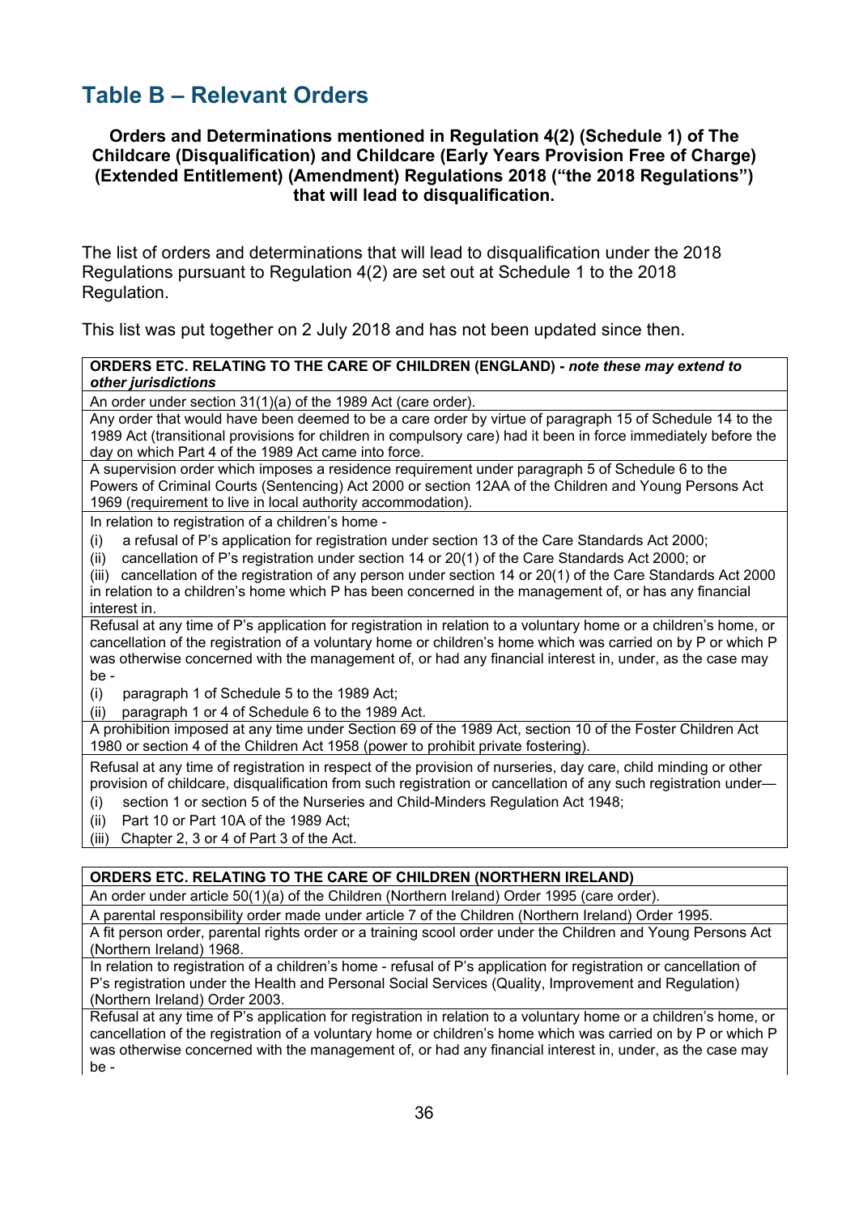## Table B – Relevant Orders

**Orders and Determinations mentioned in Regulation 4(2) (Schedule 1) of The Childcare (Disqualification) and Childcare (Early Years Provision Free of Charge) (Extended Entitlement) (Amendment) Regulations 2018 ("the 2018 Regulations") that will lead to disqualification.**

The list of orders and determinations that will lead to disqualification under the 2018 Regulations pursuant to Regulation 4(2) are set out at Schedule 1 to the 2018 Regulation.

This list was put together on 2 July 2018 and has not been updated since then.

| **ORDERS ETC. RELATING TO THE CARE OF CHILDREN (ENGLAND) -** ***note these may extend to other jurisdictions*** |
| --- |
| An order under section 31(1)(a) of the 1989 Act (care order). |
| Any order that would have been deemed to be a care order by virtue of paragraph 15 of Schedule 14 to the 1989 Act (transitional provisions for children in compulsory care) had it been in force immediately before the day on which Part 4 of the 1989 Act came into force. |
| A supervision order which imposes a residence requirement under paragraph 5 of Schedule 6 to the Powers of Criminal Courts (Sentencing) Act 2000 or section 12AA of the Children and Young Persons Act 1969 (requirement to live in local authority accommodation). |
| In relation to registration of a children's home - <br>(i) a refusal of P's application for registration under section 13 of the Care Standards Act 2000; <br>(ii) cancellation of P's registration under section 14 or 20(1) of the Care Standards Act 2000; or <br>(iii) cancellation of the registration of any person under section 14 or 20(1) of the Care Standards Act 2000 in relation to a children's home which P has been concerned in the management of, or has any financial interest in. |
| Refusal at any time of P's application for registration in relation to a voluntary home or a children's home, or cancellation of the registration of a voluntary home or children's home which was carried on by P or which P was otherwise concerned with the management of, or had any financial interest in, under, as the case may be - <br>(i) paragraph 1 of Schedule 5 to the 1989 Act; <br>(ii) paragraph 1 or 4 of Schedule 6 to the 1989 Act. |
| A prohibition imposed at any time under Section 69 of the 1989 Act, section 10 of the Foster Children Act 1980 or section 4 of the Children Act 1958 (power to prohibit private fostering). |
| Refusal at any time of registration in respect of the provision of nurseries, day care, child minding or other provision of childcare, disqualification from such registration or cancellation of any such registration under— <br>(i) section 1 or section 5 of the Nurseries and Child-Minders Regulation Act 1948; <br>(ii) Part 10 or Part 10A of the 1989 Act; <br>(iii) Chapter 2, 3 or 4 of Part 3 of the Act. |

| **ORDERS ETC. RELATING TO THE CARE OF CHILDREN (NORTHERN IRELAND)** |
| --- |
| An order under article 50(1)(a) of the Children (Northern Ireland) Order 1995 (care order). |
| A parental responsibility order made under article 7 of the Children (Northern Ireland) Order 1995. |
| A fit person order, parental rights order or a training scool order under the Children and Young Persons Act (Northern Ireland) 1968. |
| In relation to registration of a children's home - refusal of P's application for registration or cancellation of P's registration under the Health and Personal Social Services (Quality, Improvement and Regulation) (Northern Ireland) Order 2003. |
| Refusal at any time of P's application for registration in relation to a voluntary home or a children's home, or cancellation of the registration of a voluntary home or children's home which was carried on by P or which P was otherwise concerned with the management of, or had any financial interest in, under, as the case may be - |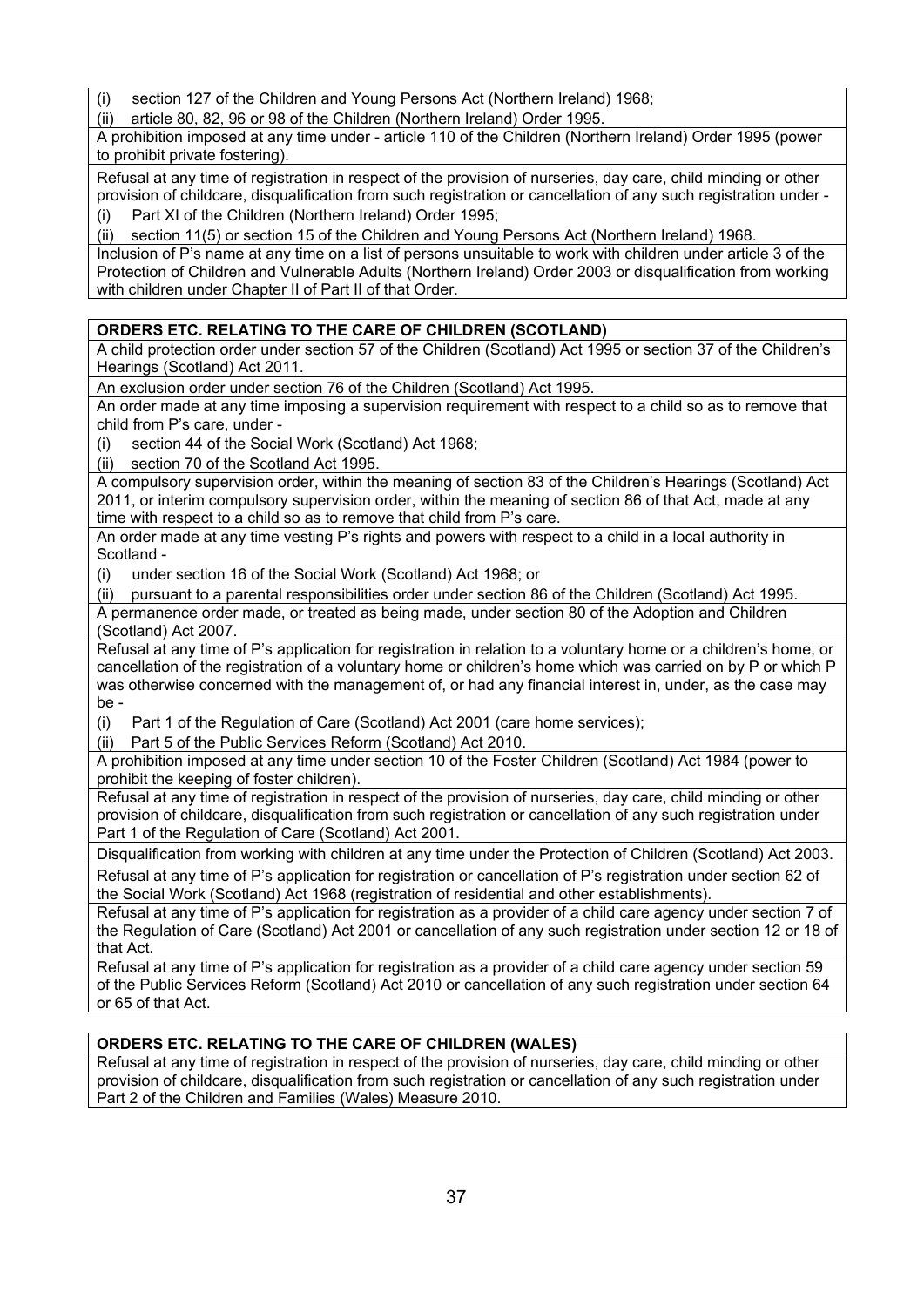(i) section 127 of the Children and Young Persons Act (Northern Ireland) 1968;

(ii) article 80, 82, 96 or 98 of the Children (Northern Ireland) Order 1995.

A prohibition imposed at any time under - article 110 of the Children (Northern Ireland) Order 1995 (power to prohibit private fostering).

Refusal at any time of registration in respect of the provision of nurseries, day care, child minding or other provision of childcare, disqualification from such registration or cancellation of any such registration under -

(i) Part XI of the Children (Northern Ireland) Order 1995;

(ii) section 11(5) or section 15 of the Children and Young Persons Act (Northern Ireland) 1968.

Inclusion of P's name at any time on a list of persons unsuitable to work with children under article 3 of the Protection of Children and Vulnerable Adults (Northern Ireland) Order 2003 or disqualification from working with children under Chapter II of Part II of that Order.

**ORDERS ETC. RELATING TO THE CARE OF CHILDREN (SCOTLAND)**

A child protection order under section 57 of the Children (Scotland) Act 1995 or section 37 of the Children's Hearings (Scotland) Act 2011.

An exclusion order under section 76 of the Children (Scotland) Act 1995.

An order made at any time imposing a supervision requirement with respect to a child so as to remove that child from P's care, under -

(i) section 44 of the Social Work (Scotland) Act 1968;

(ii) section 70 of the Scotland Act 1995.

A compulsory supervision order, within the meaning of section 83 of the Children's Hearings (Scotland) Act 2011, or interim compulsory supervision order, within the meaning of section 86 of that Act, made at any time with respect to a child so as to remove that child from P's care.

An order made at any time vesting P's rights and powers with respect to a child in a local authority in Scotland -

(i) under section 16 of the Social Work (Scotland) Act 1968; or

(ii) pursuant to a parental responsibilities order under section 86 of the Children (Scotland) Act 1995.

A permanence order made, or treated as being made, under section 80 of the Adoption and Children (Scotland) Act 2007.

Refusal at any time of P's application for registration in relation to a voluntary home or a children's home, or cancellation of the registration of a voluntary home or children's home which was carried on by P or which P was otherwise concerned with the management of, or had any financial interest in, under, as the case may be -

(i) Part 1 of the Regulation of Care (Scotland) Act 2001 (care home services);

(ii) Part 5 of the Public Services Reform (Scotland) Act 2010.

A prohibition imposed at any time under section 10 of the Foster Children (Scotland) Act 1984 (power to prohibit the keeping of foster children).

Refusal at any time of registration in respect of the provision of nurseries, day care, child minding or other provision of childcare, disqualification from such registration or cancellation of any such registration under Part 1 of the Regulation of Care (Scotland) Act 2001.

Disqualification from working with children at any time under the Protection of Children (Scotland) Act 2003.

Refusal at any time of P's application for registration or cancellation of P's registration under section 62 of the Social Work (Scotland) Act 1968 (registration of residential and other establishments).

Refusal at any time of P's application for registration as a provider of a child care agency under section 7 of the Regulation of Care (Scotland) Act 2001 or cancellation of any such registration under section 12 or 18 of that Act.

Refusal at any time of P's application for registration as a provider of a child care agency under section 59 of the Public Services Reform (Scotland) Act 2010 or cancellation of any such registration under section 64 or 65 of that Act.

**ORDERS ETC. RELATING TO THE CARE OF CHILDREN (WALES)**

Refusal at any time of registration in respect of the provision of nurseries, day care, child minding or other provision of childcare, disqualification from such registration or cancellation of any such registration under Part 2 of the Children and Families (Wales) Measure 2010.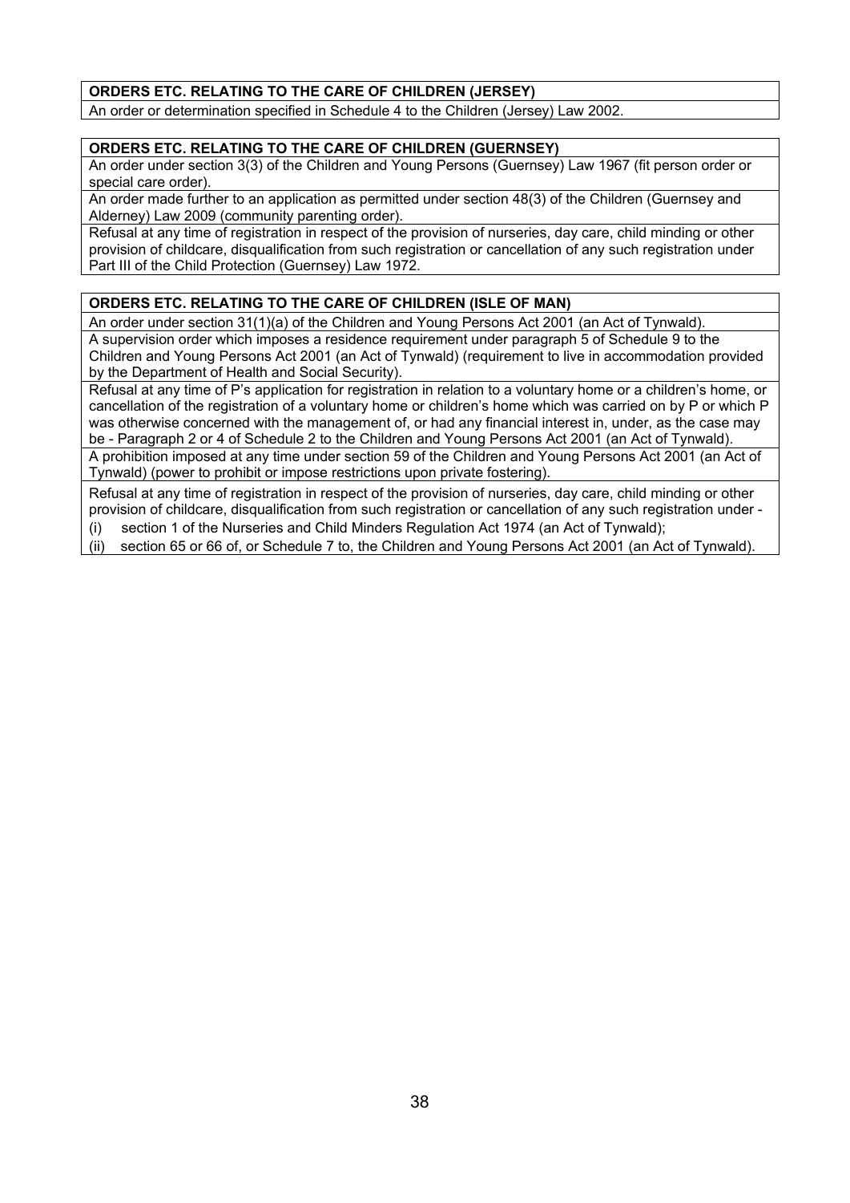| **ORDERS ETC. RELATING TO THE CARE OF CHILDREN (JERSEY)** |
|---|
| An order or determination specified in Schedule 4 to the Children (Jersey) Law 2002. |

| **ORDERS ETC. RELATING TO THE CARE OF CHILDREN (GUERNSEY)** |
|---|
| An order under section 3(3) of the Children and Young Persons (Guernsey) Law 1967 (fit person order or special care order). |
| An order made further to an application as permitted under section 48(3) of the Children (Guernsey and Alderney) Law 2009 (community parenting order). |
| Refusal at any time of registration in respect of the provision of nurseries, day care, child minding or other provision of childcare, disqualification from such registration or cancellation of any such registration under Part III of the Child Protection (Guernsey) Law 1972. |

| **ORDERS ETC. RELATING TO THE CARE OF CHILDREN (ISLE OF MAN)** |
|---|
| An order under section 31(1)(a) of the Children and Young Persons Act 2001 (an Act of Tynwald). |
| A supervision order which imposes a residence requirement under paragraph 5 of Schedule 9 to the Children and Young Persons Act 2001 (an Act of Tynwald) (requirement to live in accommodation provided by the Department of Health and Social Security). |
| Refusal at any time of P's application for registration in relation to a voluntary home or a children's home, or cancellation of the registration of a voluntary home or children's home which was carried on by P or which P was otherwise concerned with the management of, or had any financial interest in, under, as the case may be - Paragraph 2 or 4 of Schedule 2 to the Children and Young Persons Act 2001 (an Act of Tynwald). |
| A prohibition imposed at any time under section 59 of the Children and Young Persons Act 2001 (an Act of Tynwald) (power to prohibit or impose restrictions upon private fostering). |
| Refusal at any time of registration in respect of the provision of nurseries, day care, child minding or other provision of childcare, disqualification from such registration or cancellation of any such registration under - (i) section 1 of the Nurseries and Child Minders Regulation Act 1974 (an Act of Tynwald); (ii) section 65 or 66 of, or Schedule 7 to, the Children and Young Persons Act 2001 (an Act of Tynwald). |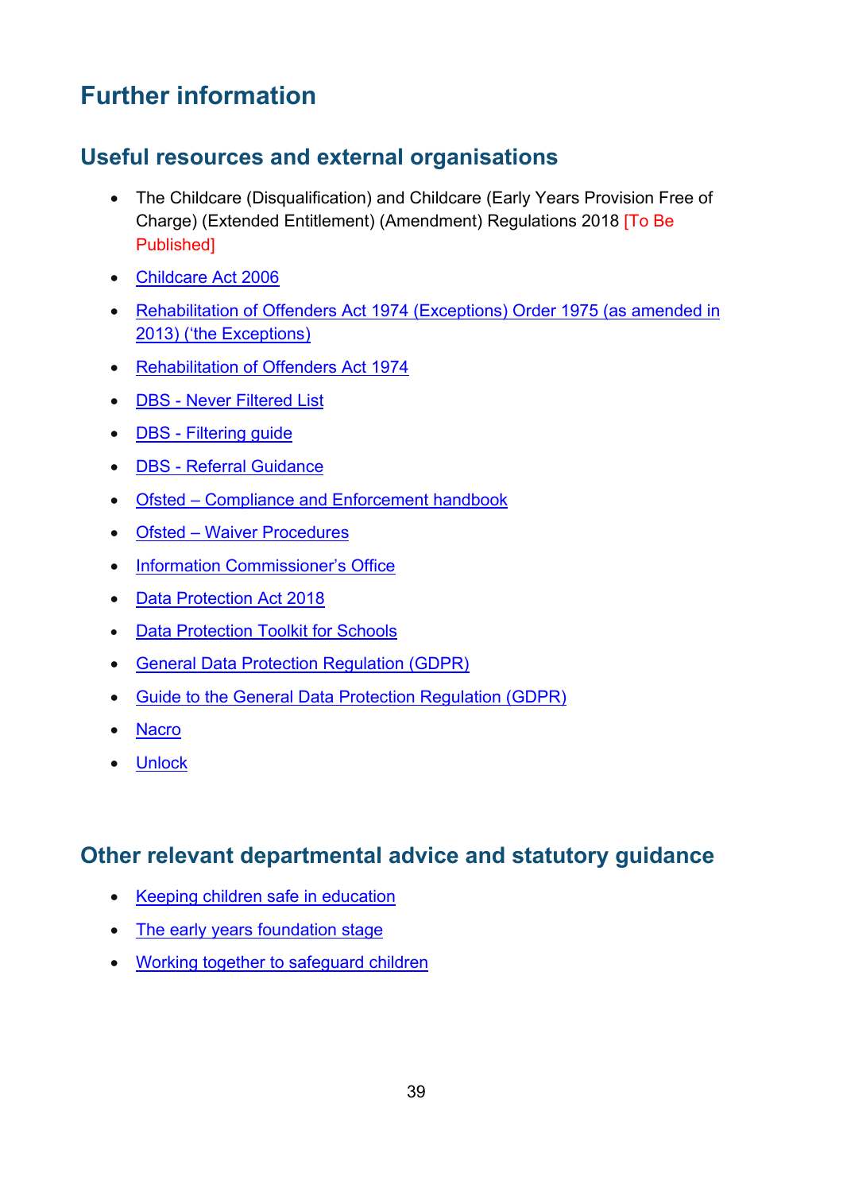# Further information

## Useful resources and external organisations

- The Childcare (Disqualification) and Childcare (Early Years Provision Free of Charge) (Extended Entitlement) (Amendment) Regulations 2018 [To Be Published]
- Childcare Act 2006
- Rehabilitation of Offenders Act 1974 (Exceptions) Order 1975 (as amended in 2013) ('the Exceptions)
- Rehabilitation of Offenders Act 1974
- DBS - Never Filtered List
- DBS - Filtering guide
- DBS - Referral Guidance
- Ofsted – Compliance and Enforcement handbook
- Ofsted – Waiver Procedures
- Information Commissioner's Office
- Data Protection Act 2018
- Data Protection Toolkit for Schools
- General Data Protection Regulation (GDPR)
- Guide to the General Data Protection Regulation (GDPR)
- Nacro
- Unlock

## Other relevant departmental advice and statutory guidance

- Keeping children safe in education
- The early years foundation stage
- Working together to safeguard children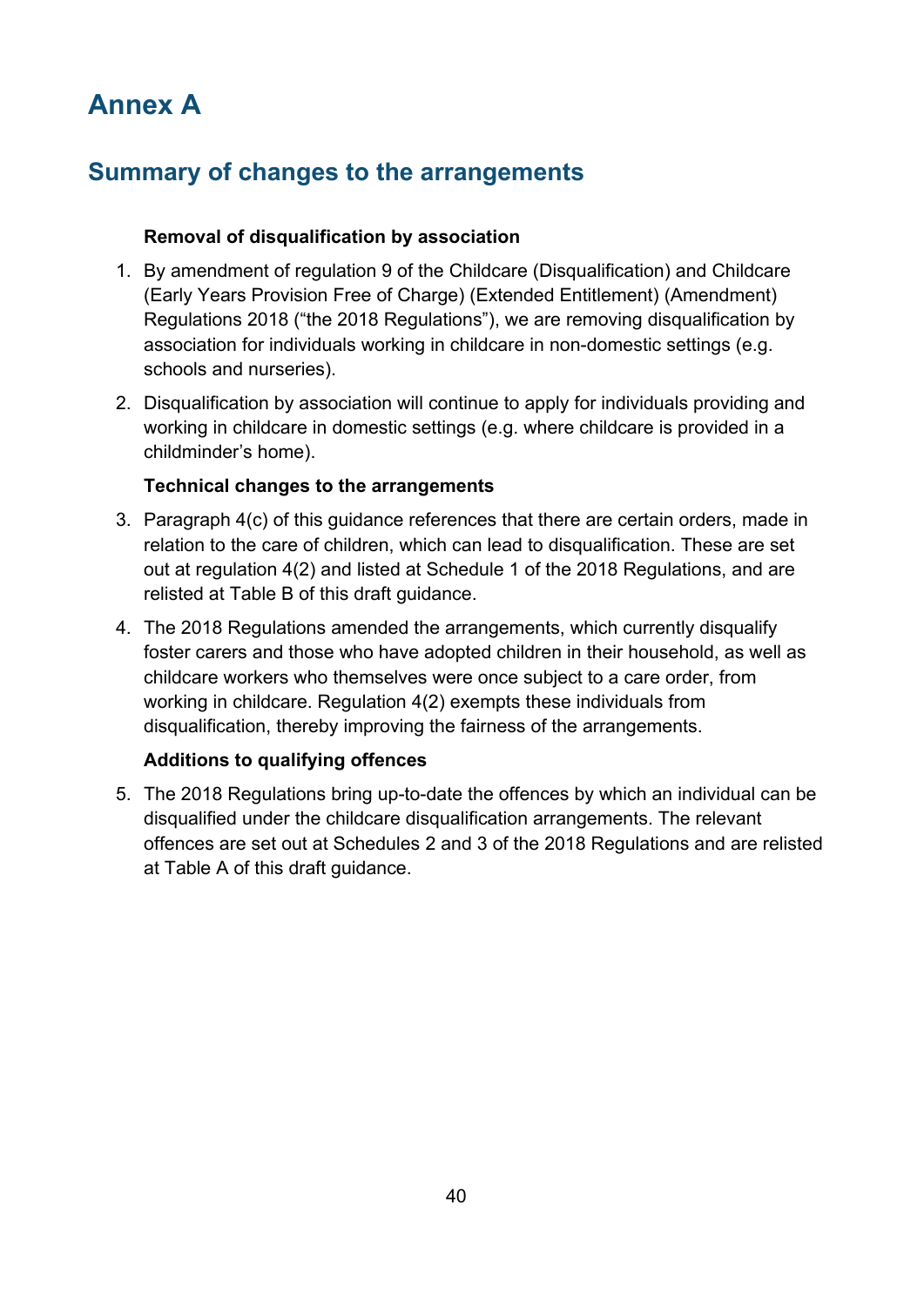# Annex A

## Summary of changes to the arrangements

**Removal of disqualification by association**

1. By amendment of regulation 9 of the Childcare (Disqualification) and Childcare (Early Years Provision Free of Charge) (Extended Entitlement) (Amendment) Regulations 2018 ("the 2018 Regulations"), we are removing disqualification by association for individuals working in childcare in non-domestic settings (e.g. schools and nurseries).

2. Disqualification by association will continue to apply for individuals providing and working in childcare in domestic settings (e.g. where childcare is provided in a childminder's home).

**Technical changes to the arrangements**

3. Paragraph 4(c) of this guidance references that there are certain orders, made in relation to the care of children, which can lead to disqualification. These are set out at regulation 4(2) and listed at Schedule 1 of the 2018 Regulations, and are relisted at Table B of this draft guidance.

4. The 2018 Regulations amended the arrangements, which currently disqualify foster carers and those who have adopted children in their household, as well as childcare workers who themselves were once subject to a care order, from working in childcare. Regulation 4(2) exempts these individuals from disqualification, thereby improving the fairness of the arrangements.

**Additions to qualifying offences**

5. The 2018 Regulations bring up-to-date the offences by which an individual can be disqualified under the childcare disqualification arrangements. The relevant offences are set out at Schedules 2 and 3 of the 2018 Regulations and are relisted at Table A of this draft guidance.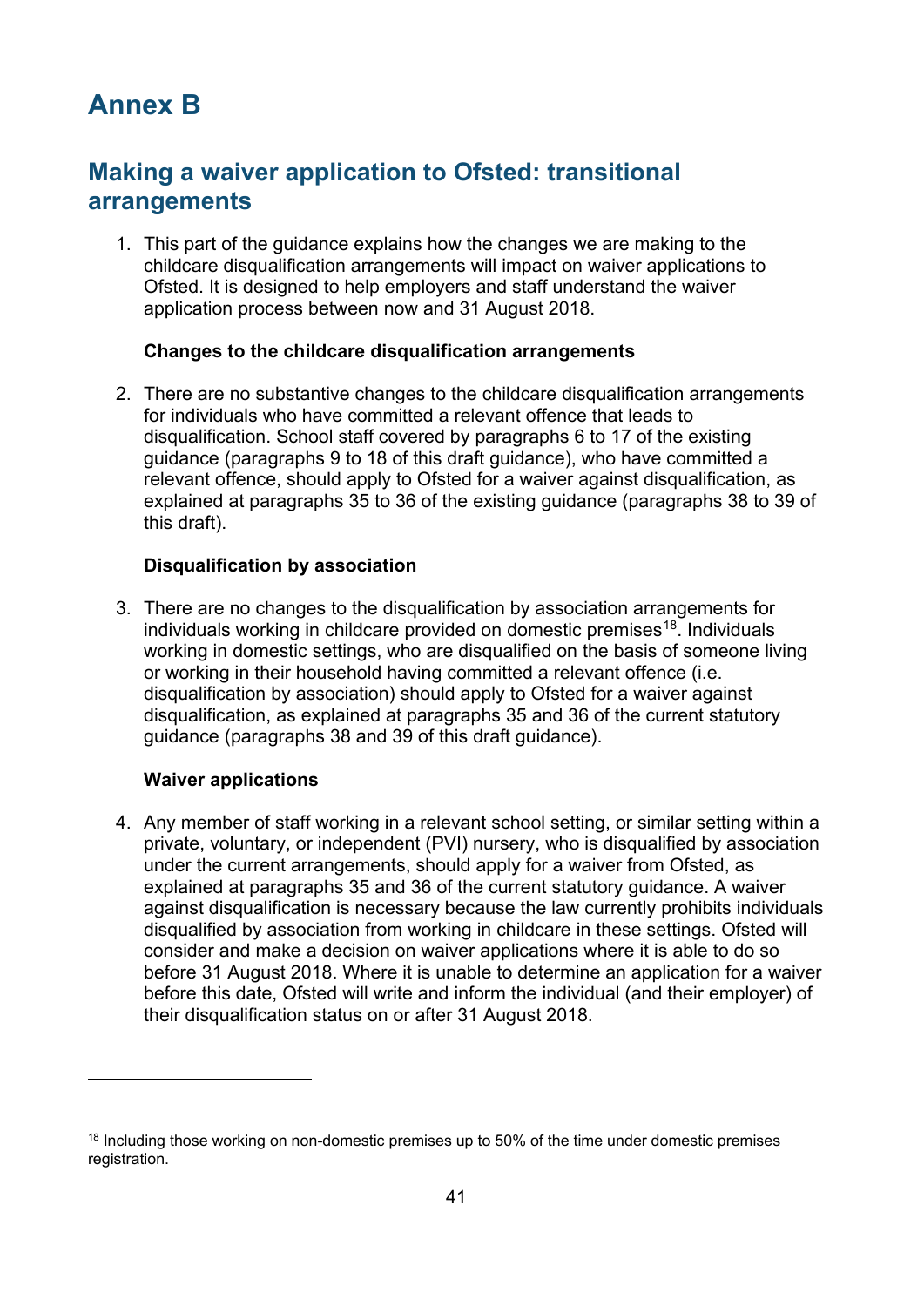# Annex B

## Making a waiver application to Ofsted: transitional arrangements

1. This part of the guidance explains how the changes we are making to the childcare disqualification arrangements will impact on waiver applications to Ofsted. It is designed to help employers and staff understand the waiver application process between now and 31 August 2018.

   **Changes to the childcare disqualification arrangements**

2. There are no substantive changes to the childcare disqualification arrangements for individuals who have committed a relevant offence that leads to disqualification. School staff covered by paragraphs 6 to 17 of the existing guidance (paragraphs 9 to 18 of this draft guidance), who have committed a relevant offence, should apply to Ofsted for a waiver against disqualification, as explained at paragraphs 35 to 36 of the existing guidance (paragraphs 38 to 39 of this draft).

   **Disqualification by association**

3. There are no changes to the disqualification by association arrangements for individuals working in childcare provided on domestic premises[18]. Individuals working in domestic settings, who are disqualified on the basis of someone living or working in their household having committed a relevant offence (i.e. disqualification by association) should apply to Ofsted for a waiver against disqualification, as explained at paragraphs 35 and 36 of the current statutory guidance (paragraphs 38 and 39 of this draft guidance).

   **Waiver applications**

4. Any member of staff working in a relevant school setting, or similar setting within a private, voluntary, or independent (PVI) nursery, who is disqualified by association under the current arrangements, should apply for a waiver from Ofsted, as explained at paragraphs 35 and 36 of the current statutory guidance. A waiver against disqualification is necessary because the law currently prohibits individuals disqualified by association from working in childcare in these settings. Ofsted will consider and make a decision on waiver applications where it is able to do so before 31 August 2018. Where it is unable to determine an application for a waiver before this date, Ofsted will write and inform the individual (and their employer) of their disqualification status on or after 31 August 2018.

---

[18] Including those working on non-domestic premises up to 50% of the time under domestic premises registration.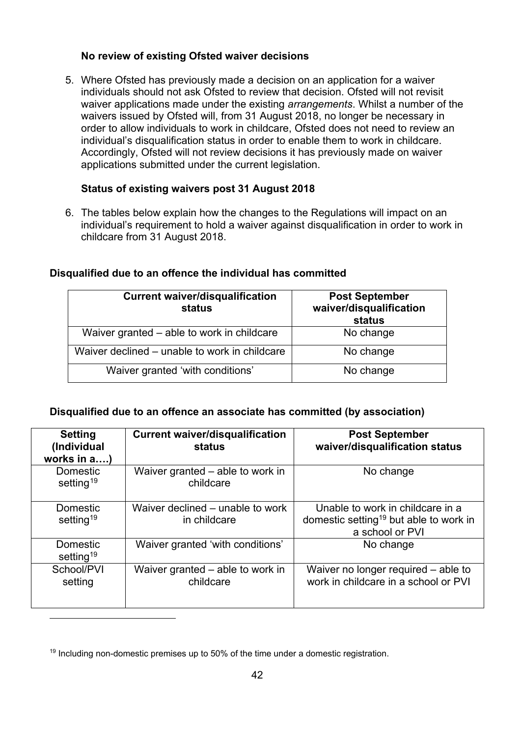### No review of existing Ofsted waiver decisions

5. Where Ofsted has previously made a decision on an application for a waiver individuals should not ask Ofsted to review that decision. Ofsted will not revisit waiver applications made under the existing *arrangements*. Whilst a number of the waivers issued by Ofsted will, from 31 August 2018, no longer be necessary in order to allow individuals to work in childcare, Ofsted does not need to review an individual's disqualification status in order to enable them to work in childcare. Accordingly, Ofsted will not review decisions it has previously made on waiver applications submitted under the current legislation.

### Status of existing waivers post 31 August 2018

6. The tables below explain how the changes to the Regulations will impact on an individual's requirement to hold a waiver against disqualification in order to work in childcare from 31 August 2018.

**Disqualified due to an offence the individual has committed**

| Current waiver/disqualification status | Post September waiver/disqualification status |
|---|---|
| Waiver granted – able to work in childcare | No change |
| Waiver declined – unable to work in childcare | No change |
| Waiver granted 'with conditions' | No change |

**Disqualified due to an offence an associate has committed (by association)**

| Setting (Individual works in a….) | Current waiver/disqualification status | Post September waiver/disqualification status |
|---|---|---|
| Domestic setting[19] | Waiver granted – able to work in childcare | No change |
| Domestic setting[19] | Waiver declined – unable to work in childcare | Unable to work in childcare in a domestic setting[19] but able to work in a school or PVI |
| Domestic setting[19] | Waiver granted 'with conditions' | No change |
| School/PVI setting | Waiver granted – able to work in childcare | Waiver no longer required – able to work in childcare in a school or PVI |

[19] Including non-domestic premises up to 50% of the time under a domestic registration.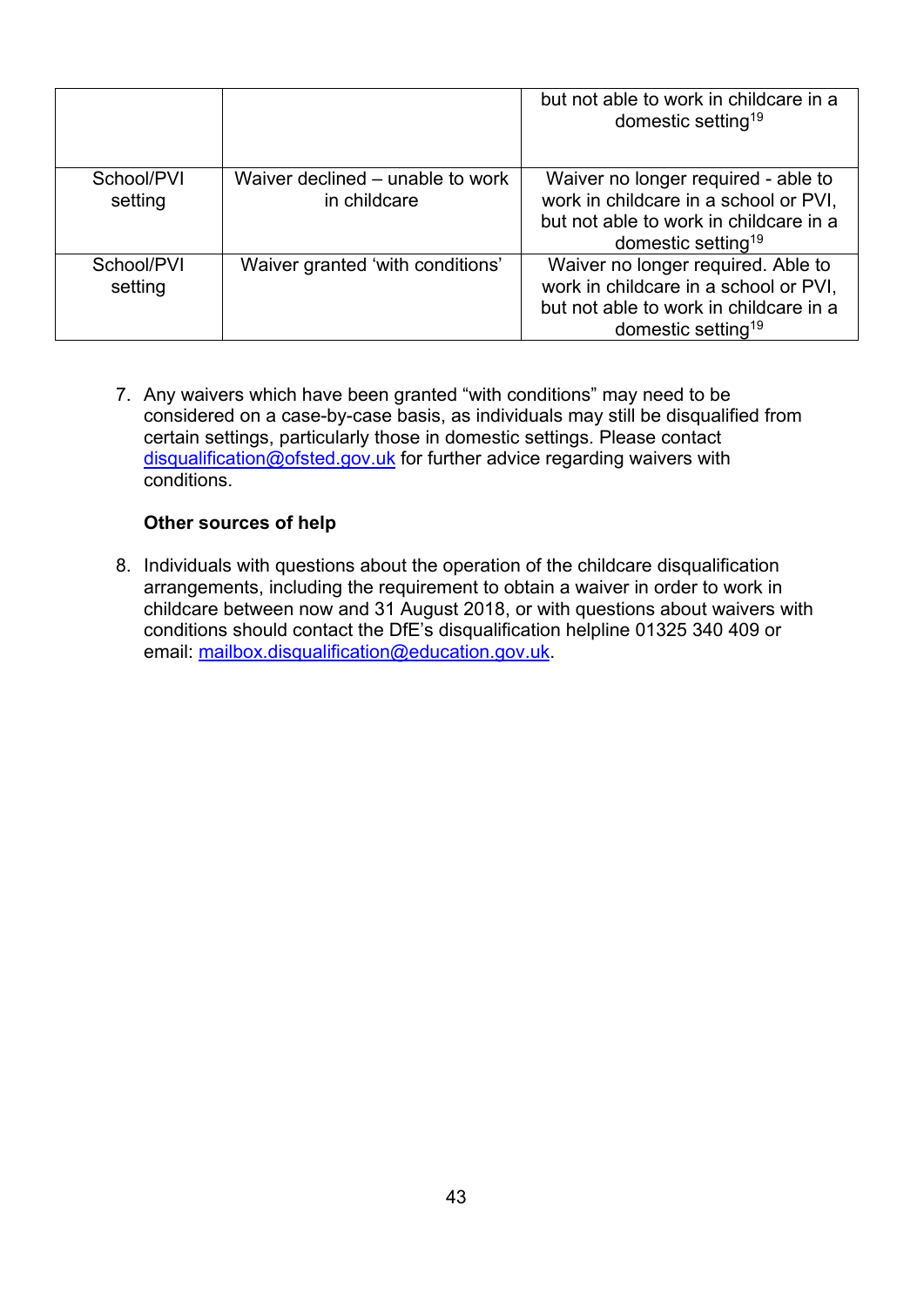| | | but not able to work in childcare in a domestic setting[19] |
|---|---|---|
| School/PVI setting | Waiver declined – unable to work in childcare | Waiver no longer required - able to work in childcare in a school or PVI, but not able to work in childcare in a domestic setting[19] |
| School/PVI setting | Waiver granted 'with conditions' | Waiver no longer required. Able to work in childcare in a school or PVI, but not able to work in childcare in a domestic setting[19] |

7. Any waivers which have been granted "with conditions" may need to be considered on a case-by-case basis, as individuals may still be disqualified from certain settings, particularly those in domestic settings. Please contact disqualification@ofsted.gov.uk for further advice regarding waivers with conditions.

**Other sources of help**

8. Individuals with questions about the operation of the childcare disqualification arrangements, including the requirement to obtain a waiver in order to work in childcare between now and 31 August 2018, or with questions about waivers with conditions should contact the DfE's disqualification helpline 01325 340 409 or email: mailbox.disqualification@education.gov.uk.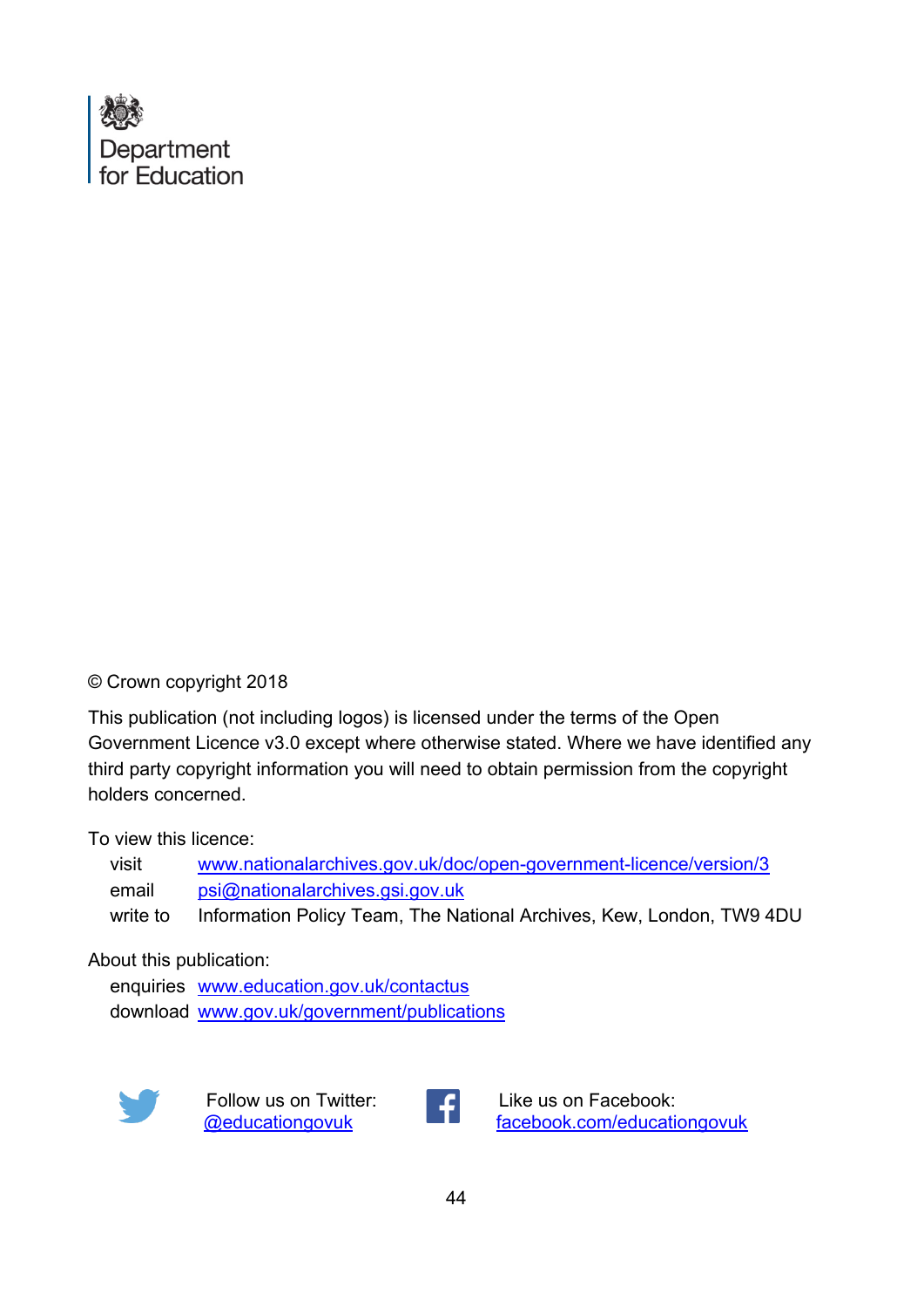Department for Education

© Crown copyright 2018

This publication (not including logos) is licensed under the terms of the Open Government Licence v3.0 except where otherwise stated. Where we have identified any third party copyright information you will need to obtain permission from the copyright holders concerned.

To view this licence:

visit www.nationalarchives.gov.uk/doc/open-government-licence/version/3
email psi@nationalarchives.gsi.gov.uk
write to Information Policy Team, The National Archives, Kew, London, TW9 4DU

About this publication:

enquiries www.education.gov.uk/contactus
download www.gov.uk/government/publications

Follow us on Twitter: @educationgovuk

Like us on Facebook: facebook.com/educationgovuk